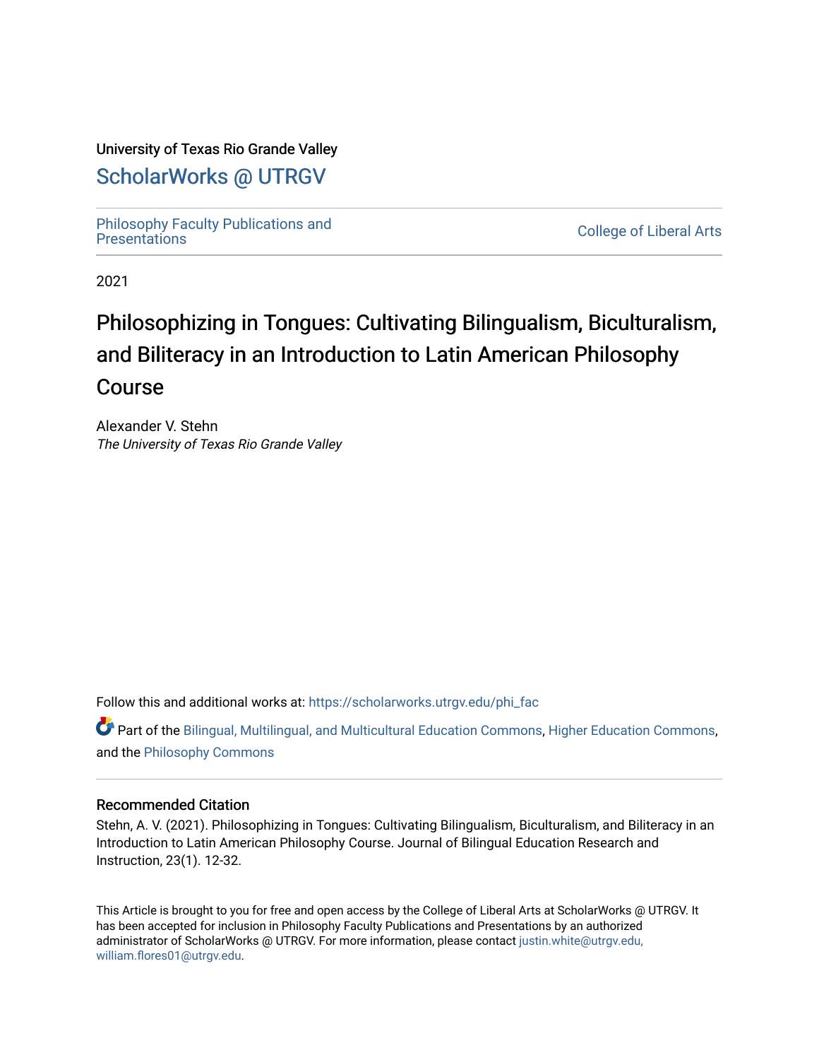University of Texas Rio Grande Valley

## ScholarWorks @ UTRGV

Philosophy Faculty Publications and Presentations

College of Liberal Arts

2021

# Philosophizing in Tongues: Cultivating Bilingualism, Biculturalism, and Biliteracy in an Introduction to Latin American Philosophy Course

Alexander V. Stehn

*The University of Texas Rio Grande Valley*

Follow this and additional works at: https://scholarworks.utrgv.edu/phi_fac

Part of the Bilingual, Multilingual, and Multicultural Education Commons, Higher Education Commons, and the Philosophy Commons

### Recommended Citation

Stehn, A. V. (2021). Philosophizing in Tongues: Cultivating Bilingualism, Biculturalism, and Biliteracy in an Introduction to Latin American Philosophy Course. Journal of Bilingual Education Research and Instruction, 23(1). 12-32.

This Article is brought to you for free and open access by the College of Liberal Arts at ScholarWorks @ UTRGV. It has been accepted for inclusion in Philosophy Faculty Publications and Presentations by an authorized administrator of ScholarWorks @ UTRGV. For more information, please contact justin.white@utrgv.edu, william.flores01@utrgv.edu.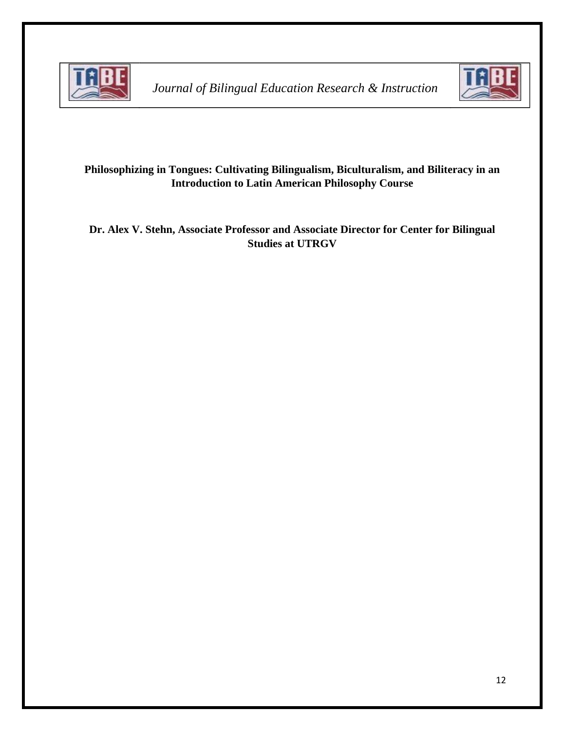# Philosophizing in Tongues: Cultivating Bilingualism, Biculturalism, and Biliteracy in an Introduction to Latin American Philosophy Course

**Dr. Alex V. Stehn, Associate Professor and Associate Director for Center for Bilingual Studies at UTRGV**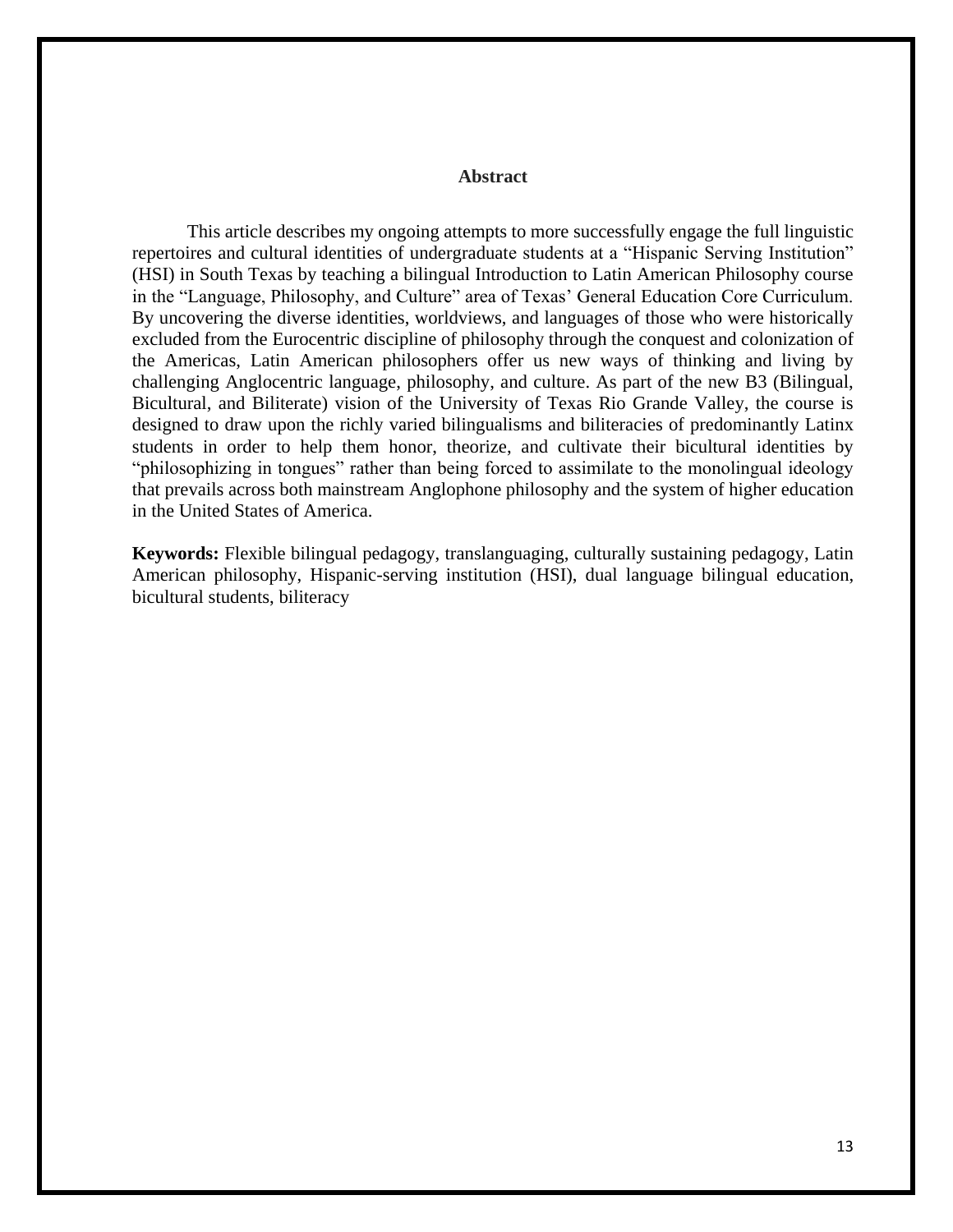## Abstract

This article describes my ongoing attempts to more successfully engage the full linguistic repertoires and cultural identities of undergraduate students at a "Hispanic Serving Institution" (HSI) in South Texas by teaching a bilingual Introduction to Latin American Philosophy course in the "Language, Philosophy, and Culture" area of Texas' General Education Core Curriculum. By uncovering the diverse identities, worldviews, and languages of those who were historically excluded from the Eurocentric discipline of philosophy through the conquest and colonization of the Americas, Latin American philosophers offer us new ways of thinking and living by challenging Anglocentric language, philosophy, and culture. As part of the new B3 (Bilingual, Bicultural, and Biliterate) vision of the University of Texas Rio Grande Valley, the course is designed to draw upon the richly varied bilingualisms and biliteracies of predominantly Latinx students in order to help them honor, theorize, and cultivate their bicultural identities by "philosophizing in tongues" rather than being forced to assimilate to the monolingual ideology that prevails across both mainstream Anglophone philosophy and the system of higher education in the United States of America.

**Keywords:** Flexible bilingual pedagogy, translanguaging, culturally sustaining pedagogy, Latin American philosophy, Hispanic-serving institution (HSI), dual language bilingual education, bicultural students, biliteracy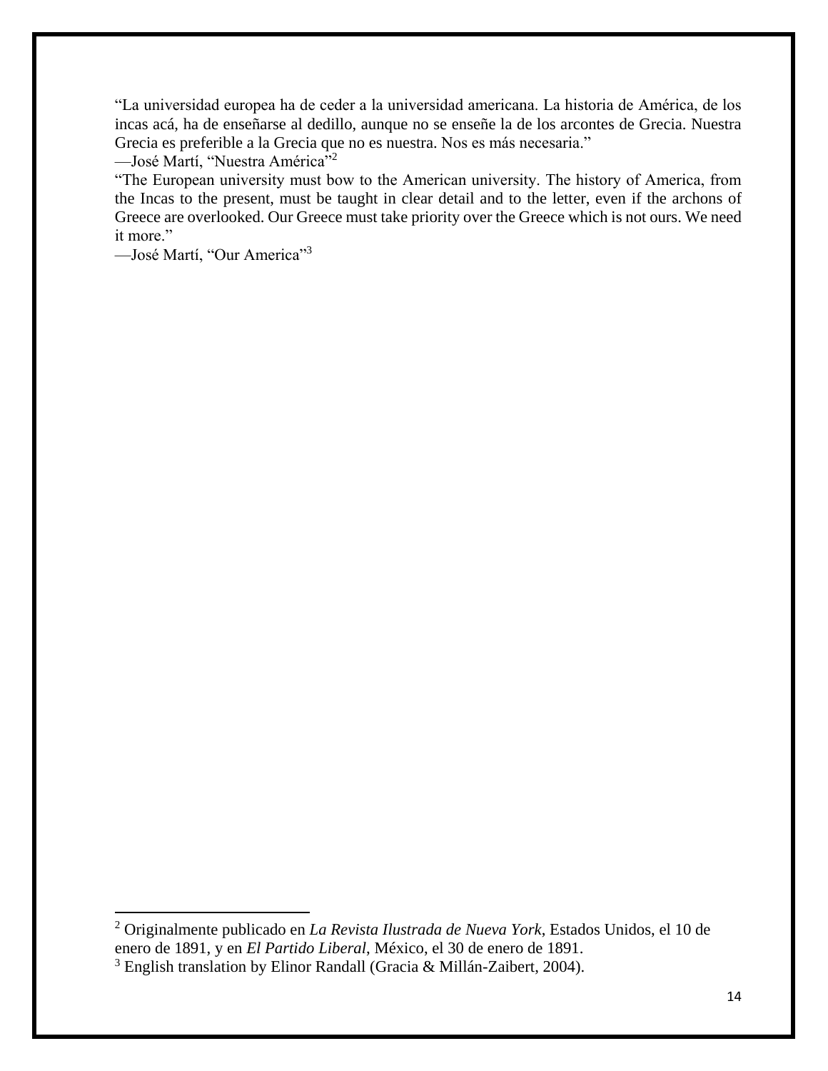"La universidad europea ha de ceder a la universidad americana. La historia de América, de los incas acá, ha de enseñarse al dedillo, aunque no se enseñe la de los arcontes de Grecia. Nuestra Grecia es preferible a la Grecia que no es nuestra. Nos es más necesaria."

—José Martí, "Nuestra América"[2]

"The European university must bow to the American university. The history of America, from the Incas to the present, must be taught in clear detail and to the letter, even if the archons of Greece are overlooked. Our Greece must take priority over the Greece which is not ours. We need it more."

—José Martí, "Our America"[3]

---

[2] Originalmente publicado en *La Revista Ilustrada de Nueva York*, Estados Unidos, el 10 de enero de 1891, y en *El Partido Liberal*, México, el 30 de enero de 1891.

[3] English translation by Elinor Randall (Gracia & Millán-Zaibert, 2004).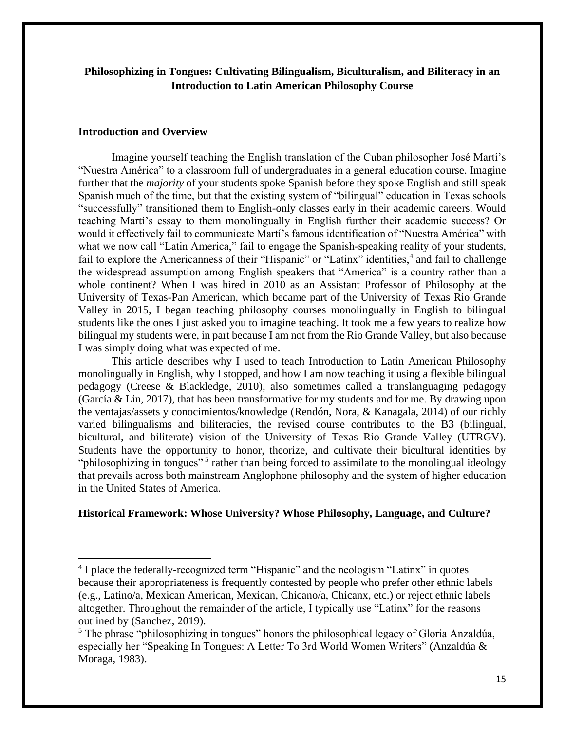# Philosophizing in Tongues: Cultivating Bilingualism, Biculturalism, and Biliteracy in an Introduction to Latin American Philosophy Course

## Introduction and Overview

Imagine yourself teaching the English translation of the Cuban philosopher José Martí's "Nuestra América" to a classroom full of undergraduates in a general education course. Imagine further that the *majority* of your students spoke Spanish before they spoke English and still speak Spanish much of the time, but that the existing system of "bilingual" education in Texas schools "successfully" transitioned them to English-only classes early in their academic careers. Would teaching Martí's essay to them monolingually in English further their academic success? Or would it effectively fail to communicate Martí's famous identification of "Nuestra América" with what we now call "Latin America," fail to engage the Spanish-speaking reality of your students, fail to explore the Americanness of their "Hispanic" or "Latinx" identities,[4] and fail to challenge the widespread assumption among English speakers that "America" is a country rather than a whole continent? When I was hired in 2010 as an Assistant Professor of Philosophy at the University of Texas-Pan American, which became part of the University of Texas Rio Grande Valley in 2015, I began teaching philosophy courses monolingually in English to bilingual students like the ones I just asked you to imagine teaching. It took me a few years to realize how bilingual my students were, in part because I am not from the Rio Grande Valley, but also because I was simply doing what was expected of me.

This article describes why I used to teach Introduction to Latin American Philosophy monolingually in English, why I stopped, and how I am now teaching it using a flexible bilingual pedagogy (Creese & Blackledge, 2010), also sometimes called a translanguaging pedagogy (García & Lin, 2017), that has been transformative for my students and for me. By drawing upon the ventajas/assets y conocimientos/knowledge (Rendón, Nora, & Kanagala, 2014) of our richly varied bilingualisms and biliteracies, the revised course contributes to the B3 (bilingual, bicultural, and biliterate) vision of the University of Texas Rio Grande Valley (UTRGV). Students have the opportunity to honor, theorize, and cultivate their bicultural identities by "philosophizing in tongues"[5] rather than being forced to assimilate to the monolingual ideology that prevails across both mainstream Anglophone philosophy and the system of higher education in the United States of America.

## Historical Framework: Whose University? Whose Philosophy, Language, and Culture?

[4] I place the federally-recognized term "Hispanic" and the neologism "Latinx" in quotes because their appropriateness is frequently contested by people who prefer other ethnic labels (e.g., Latino/a, Mexican American, Mexican, Chicano/a, Chicanx, etc.) or reject ethnic labels altogether. Throughout the remainder of the article, I typically use "Latinx" for the reasons outlined by (Sanchez, 2019).

[5] The phrase "philosophizing in tongues" honors the philosophical legacy of Gloria Anzaldúa, especially her "Speaking In Tongues: A Letter To 3rd World Women Writers" (Anzaldúa & Moraga, 1983).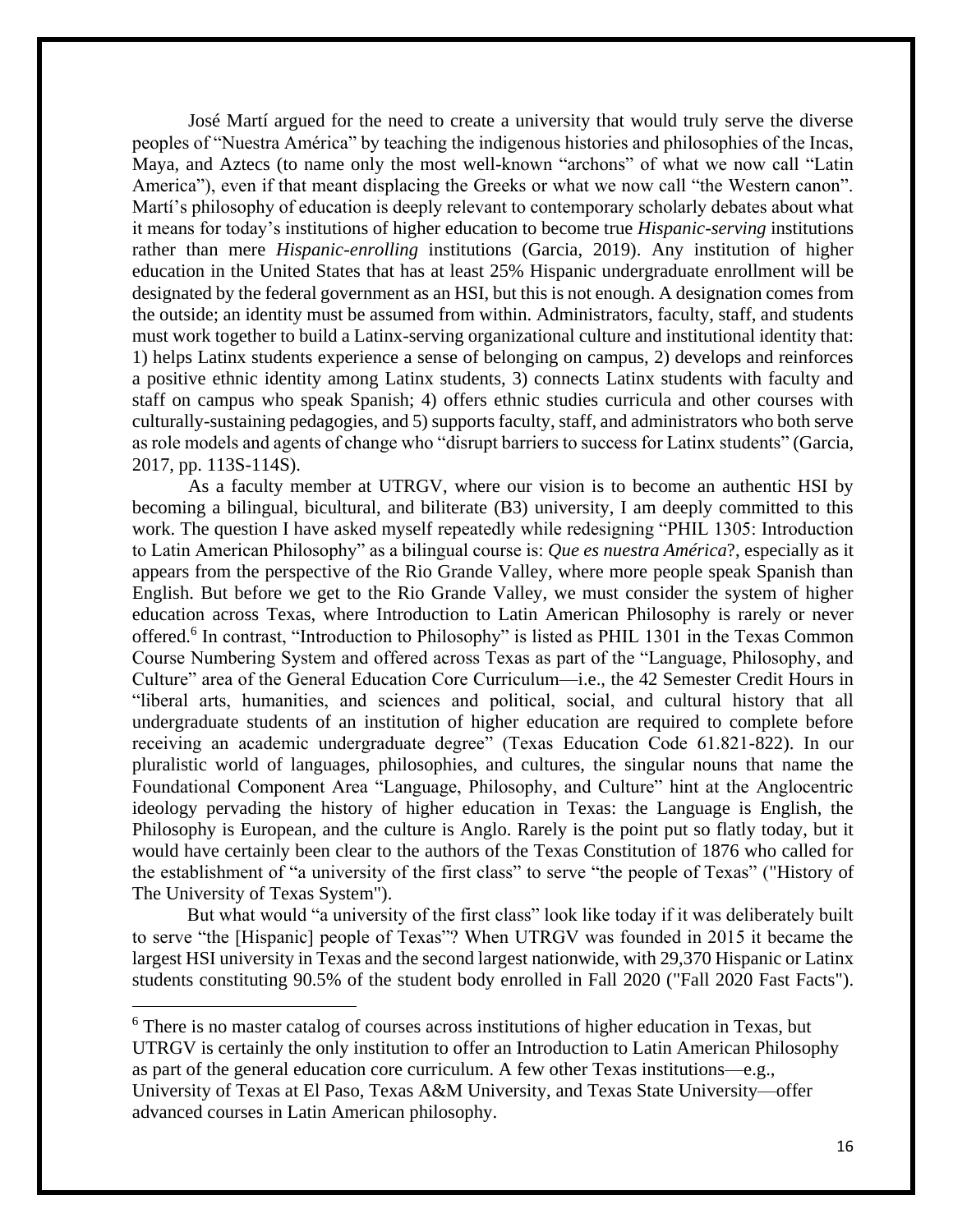José Martí argued for the need to create a university that would truly serve the diverse peoples of "Nuestra América" by teaching the indigenous histories and philosophies of the Incas, Maya, and Aztecs (to name only the most well-known "archons" of what we now call "Latin America"), even if that meant displacing the Greeks or what we now call "the Western canon". Martí's philosophy of education is deeply relevant to contemporary scholarly debates about what it means for today's institutions of higher education to become true *Hispanic-serving* institutions rather than mere *Hispanic-enrolling* institutions (Garcia, 2019). Any institution of higher education in the United States that has at least 25% Hispanic undergraduate enrollment will be designated by the federal government as an HSI, but this is not enough. A designation comes from the outside; an identity must be assumed from within. Administrators, faculty, staff, and students must work together to build a Latinx-serving organizational culture and institutional identity that: 1) helps Latinx students experience a sense of belonging on campus, 2) develops and reinforces a positive ethnic identity among Latinx students, 3) connects Latinx students with faculty and staff on campus who speak Spanish; 4) offers ethnic studies curricula and other courses with culturally-sustaining pedagogies, and 5) supports faculty, staff, and administrators who both serve as role models and agents of change who "disrupt barriers to success for Latinx students" (Garcia, 2017, pp. 113S-114S).

As a faculty member at UTRGV, where our vision is to become an authentic HSI by becoming a bilingual, bicultural, and biliterate (B3) university, I am deeply committed to this work. The question I have asked myself repeatedly while redesigning "PHIL 1305: Introduction to Latin American Philosophy" as a bilingual course is: *Que es nuestra América*?, especially as it appears from the perspective of the Rio Grande Valley, where more people speak Spanish than English. But before we get to the Rio Grande Valley, we must consider the system of higher education across Texas, where Introduction to Latin American Philosophy is rarely or never offered.[6] In contrast, "Introduction to Philosophy" is listed as PHIL 1301 in the Texas Common Course Numbering System and offered across Texas as part of the "Language, Philosophy, and Culture" area of the General Education Core Curriculum—i.e., the 42 Semester Credit Hours in "liberal arts, humanities, and sciences and political, social, and cultural history that all undergraduate students of an institution of higher education are required to complete before receiving an academic undergraduate degree" (Texas Education Code 61.821-822). In our pluralistic world of languages, philosophies, and cultures, the singular nouns that name the Foundational Component Area "Language, Philosophy, and Culture" hint at the Anglocentric ideology pervading the history of higher education in Texas: the Language is English, the Philosophy is European, and the culture is Anglo. Rarely is the point put so flatly today, but it would have certainly been clear to the authors of the Texas Constitution of 1876 who called for the establishment of "a university of the first class" to serve "the people of Texas" ("History of The University of Texas System").

But what would "a university of the first class" look like today if it was deliberately built to serve "the [Hispanic] people of Texas"? When UTRGV was founded in 2015 it became the largest HSI university in Texas and the second largest nationwide, with 29,370 Hispanic or Latinx students constituting 90.5% of the student body enrolled in Fall 2020 ("Fall 2020 Fast Facts").

---

[6] There is no master catalog of courses across institutions of higher education in Texas, but UTRGV is certainly the only institution to offer an Introduction to Latin American Philosophy as part of the general education core curriculum. A few other Texas institutions—e.g., University of Texas at El Paso, Texas A&M University, and Texas State University—offer advanced courses in Latin American philosophy.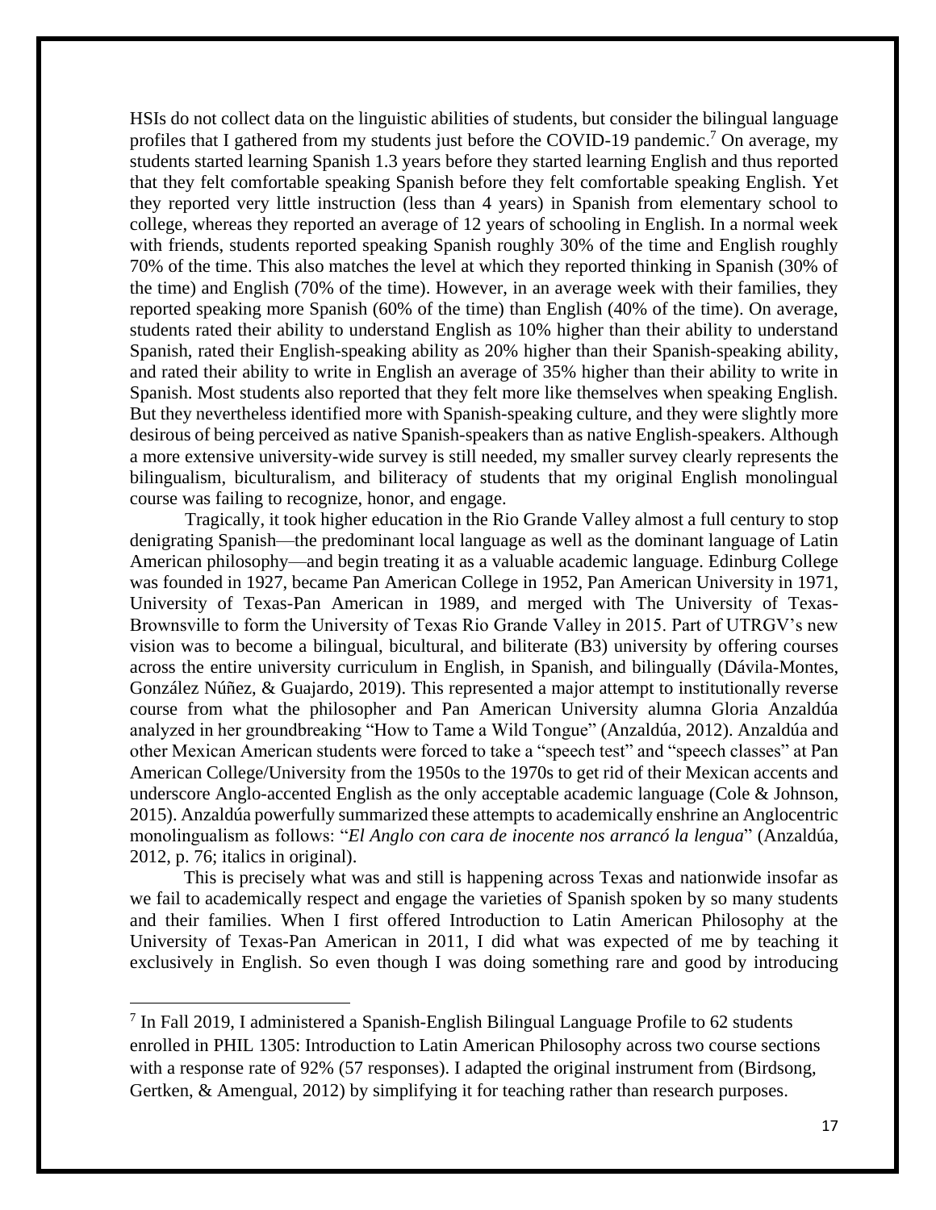HSIs do not collect data on the linguistic abilities of students, but consider the bilingual language profiles that I gathered from my students just before the COVID-19 pandemic.[7] On average, my students started learning Spanish 1.3 years before they started learning English and thus reported that they felt comfortable speaking Spanish before they felt comfortable speaking English. Yet they reported very little instruction (less than 4 years) in Spanish from elementary school to college, whereas they reported an average of 12 years of schooling in English. In a normal week with friends, students reported speaking Spanish roughly 30% of the time and English roughly 70% of the time. This also matches the level at which they reported thinking in Spanish (30% of the time) and English (70% of the time). However, in an average week with their families, they reported speaking more Spanish (60% of the time) than English (40% of the time). On average, students rated their ability to understand English as 10% higher than their ability to understand Spanish, rated their English-speaking ability as 20% higher than their Spanish-speaking ability, and rated their ability to write in English an average of 35% higher than their ability to write in Spanish. Most students also reported that they felt more like themselves when speaking English. But they nevertheless identified more with Spanish-speaking culture, and they were slightly more desirous of being perceived as native Spanish-speakers than as native English-speakers. Although a more extensive university-wide survey is still needed, my smaller survey clearly represents the bilingualism, biculturalism, and biliteracy of students that my original English monolingual course was failing to recognize, honor, and engage.

Tragically, it took higher education in the Rio Grande Valley almost a full century to stop denigrating Spanish—the predominant local language as well as the dominant language of Latin American philosophy—and begin treating it as a valuable academic language. Edinburg College was founded in 1927, became Pan American College in 1952, Pan American University in 1971, University of Texas-Pan American in 1989, and merged with The University of Texas-Brownsville to form the University of Texas Rio Grande Valley in 2015. Part of UTRGV's new vision was to become a bilingual, bicultural, and biliterate (B3) university by offering courses across the entire university curriculum in English, in Spanish, and bilingually (Dávila-Montes, González Núñez, & Guajardo, 2019). This represented a major attempt to institutionally reverse course from what the philosopher and Pan American University alumna Gloria Anzaldúa analyzed in her groundbreaking "How to Tame a Wild Tongue" (Anzaldúa, 2012). Anzaldúa and other Mexican American students were forced to take a "speech test" and "speech classes" at Pan American College/University from the 1950s to the 1970s to get rid of their Mexican accents and underscore Anglo-accented English as the only acceptable academic language (Cole & Johnson, 2015). Anzaldúa powerfully summarized these attempts to academically enshrine an Anglocentric monolingualism as follows: "*El Anglo con cara de inocente nos arrancó la lengua*" (Anzaldúa, 2012, p. 76; italics in original).

This is precisely what was and still is happening across Texas and nationwide insofar as we fail to academically respect and engage the varieties of Spanish spoken by so many students and their families. When I first offered Introduction to Latin American Philosophy at the University of Texas-Pan American in 2011, I did what was expected of me by teaching it exclusively in English. So even though I was doing something rare and good by introducing

[7] In Fall 2019, I administered a Spanish-English Bilingual Language Profile to 62 students enrolled in PHIL 1305: Introduction to Latin American Philosophy across two course sections with a response rate of 92% (57 responses). I adapted the original instrument from (Birdsong, Gertken, & Amengual, 2012) by simplifying it for teaching rather than research purposes.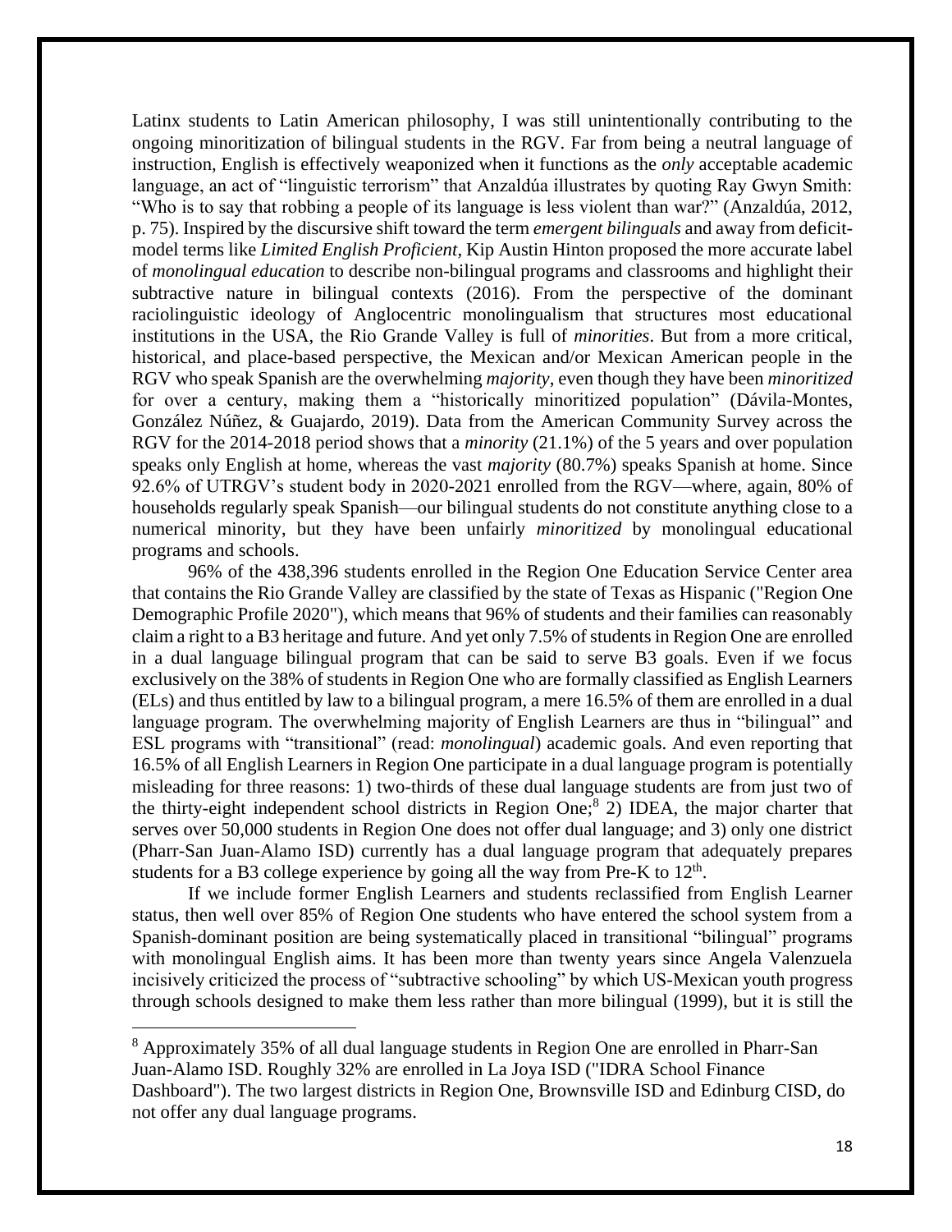Latinx students to Latin American philosophy, I was still unintentionally contributing to the ongoing minoritization of bilingual students in the RGV. Far from being a neutral language of instruction, English is effectively weaponized when it functions as the *only* acceptable academic language, an act of "linguistic terrorism" that Anzaldúa illustrates by quoting Ray Gwyn Smith: "Who is to say that robbing a people of its language is less violent than war?" (Anzaldúa, 2012, p. 75). Inspired by the discursive shift toward the term *emergent bilinguals* and away from deficit-model terms like *Limited English Proficient*, Kip Austin Hinton proposed the more accurate label of *monolingual education* to describe non-bilingual programs and classrooms and highlight their subtractive nature in bilingual contexts (2016). From the perspective of the dominant raciolinguistic ideology of Anglocentric monolingualism that structures most educational institutions in the USA, the Rio Grande Valley is full of *minorities*. But from a more critical, historical, and place-based perspective, the Mexican and/or Mexican American people in the RGV who speak Spanish are the overwhelming *majority*, even though they have been *minoritized* for over a century, making them a "historically minoritized population" (Dávila-Montes, González Núñez, & Guajardo, 2019). Data from the American Community Survey across the RGV for the 2014-2018 period shows that a *minority* (21.1%) of the 5 years and over population speaks only English at home, whereas the vast *majority* (80.7%) speaks Spanish at home. Since 92.6% of UTRGV's student body in 2020-2021 enrolled from the RGV—where, again, 80% of households regularly speak Spanish—our bilingual students do not constitute anything close to a numerical minority, but they have been unfairly *minoritized* by monolingual educational programs and schools.

96% of the 438,396 students enrolled in the Region One Education Service Center area that contains the Rio Grande Valley are classified by the state of Texas as Hispanic ("Region One Demographic Profile 2020"), which means that 96% of students and their families can reasonably claim a right to a B3 heritage and future. And yet only 7.5% of students in Region One are enrolled in a dual language bilingual program that can be said to serve B3 goals. Even if we focus exclusively on the 38% of students in Region One who are formally classified as English Learners (ELs) and thus entitled by law to a bilingual program, a mere 16.5% of them are enrolled in a dual language program. The overwhelming majority of English Learners are thus in "bilingual" and ESL programs with "transitional" (read: *monolingual*) academic goals. And even reporting that 16.5% of all English Learners in Region One participate in a dual language program is potentially misleading for three reasons: 1) two-thirds of these dual language students are from just two of the thirty-eight independent school districts in Region One;[8] 2) IDEA, the major charter that serves over 50,000 students in Region One does not offer dual language; and 3) only one district (Pharr-San Juan-Alamo ISD) currently has a dual language program that adequately prepares students for a B3 college experience by going all the way from Pre-K to 12th.

If we include former English Learners and students reclassified from English Learner status, then well over 85% of Region One students who have entered the school system from a Spanish-dominant position are being systematically placed in transitional "bilingual" programs with monolingual English aims. It has been more than twenty years since Angela Valenzuela incisively criticized the process of "subtractive schooling" by which US-Mexican youth progress through schools designed to make them less rather than more bilingual (1999), but it is still the

---

[8] Approximately 35% of all dual language students in Region One are enrolled in Pharr-San Juan-Alamo ISD. Roughly 32% are enrolled in La Joya ISD ("IDRA School Finance Dashboard"). The two largest districts in Region One, Brownsville ISD and Edinburg CISD, do not offer any dual language programs.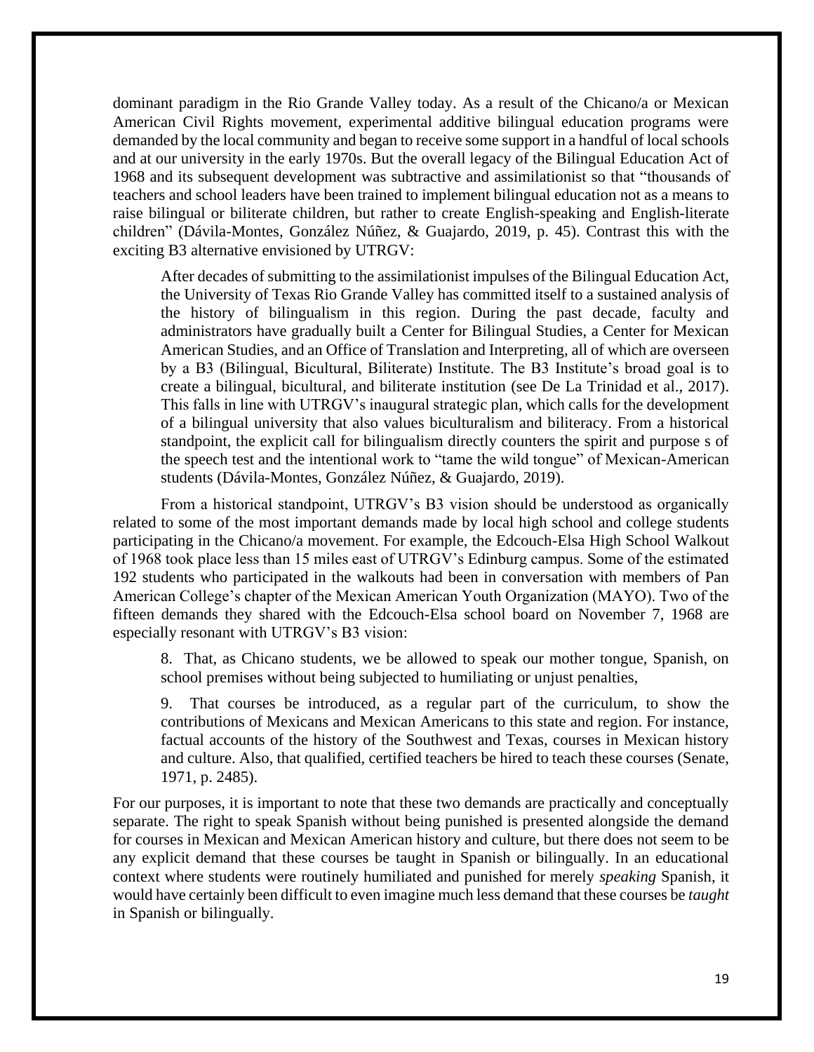dominant paradigm in the Rio Grande Valley today. As a result of the Chicano/a or Mexican American Civil Rights movement, experimental additive bilingual education programs were demanded by the local community and began to receive some support in a handful of local schools and at our university in the early 1970s. But the overall legacy of the Bilingual Education Act of 1968 and its subsequent development was subtractive and assimilationist so that "thousands of teachers and school leaders have been trained to implement bilingual education not as a means to raise bilingual or biliterate children, but rather to create English-speaking and English-literate children" (Dávila-Montes, González Núñez, & Guajardo, 2019, p. 45). Contrast this with the exciting B3 alternative envisioned by UTRGV:

> After decades of submitting to the assimilationist impulses of the Bilingual Education Act, the University of Texas Rio Grande Valley has committed itself to a sustained analysis of the history of bilingualism in this region. During the past decade, faculty and administrators have gradually built a Center for Bilingual Studies, a Center for Mexican American Studies, and an Office of Translation and Interpreting, all of which are overseen by a B3 (Bilingual, Bicultural, Biliterate) Institute. The B3 Institute's broad goal is to create a bilingual, bicultural, and biliterate institution (see De La Trinidad et al., 2017). This falls in line with UTRGV's inaugural strategic plan, which calls for the development of a bilingual university that also values biculturalism and biliteracy. From a historical standpoint, the explicit call for bilingualism directly counters the spirit and purpose s of the speech test and the intentional work to "tame the wild tongue" of Mexican-American students (Dávila-Montes, González Núñez, & Guajardo, 2019).

From a historical standpoint, UTRGV's B3 vision should be understood as organically related to some of the most important demands made by local high school and college students participating in the Chicano/a movement. For example, the Edcouch-Elsa High School Walkout of 1968 took place less than 15 miles east of UTRGV's Edinburg campus. Some of the estimated 192 students who participated in the walkouts had been in conversation with members of Pan American College's chapter of the Mexican American Youth Organization (MAYO). Two of the fifteen demands they shared with the Edcouch-Elsa school board on November 7, 1968 are especially resonant with UTRGV's B3 vision:

> 8. That, as Chicano students, we be allowed to speak our mother tongue, Spanish, on school premises without being subjected to humiliating or unjust penalties,
>
> 9. That courses be introduced, as a regular part of the curriculum, to show the contributions of Mexicans and Mexican Americans to this state and region. For instance, factual accounts of the history of the Southwest and Texas, courses in Mexican history and culture. Also, that qualified, certified teachers be hired to teach these courses (Senate, 1971, p. 2485).

For our purposes, it is important to note that these two demands are practically and conceptually separate. The right to speak Spanish without being punished is presented alongside the demand for courses in Mexican and Mexican American history and culture, but there does not seem to be any explicit demand that these courses be taught in Spanish or bilingually. In an educational context where students were routinely humiliated and punished for merely *speaking* Spanish, it would have certainly been difficult to even imagine much less demand that these courses be *taught* in Spanish or bilingually.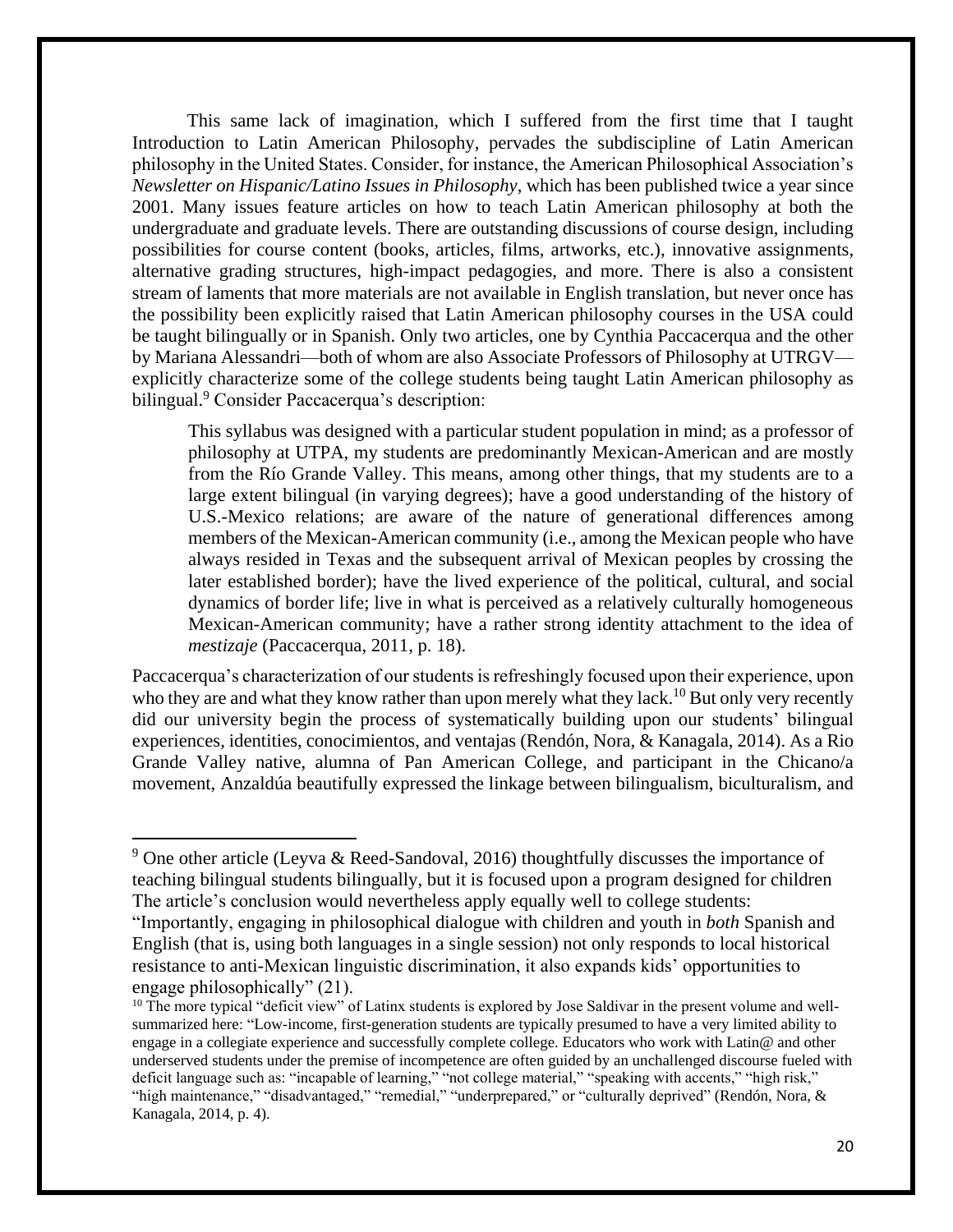This same lack of imagination, which I suffered from the first time that I taught Introduction to Latin American Philosophy, pervades the subdiscipline of Latin American philosophy in the United States. Consider, for instance, the American Philosophical Association's *Newsletter on Hispanic/Latino Issues in Philosophy*, which has been published twice a year since 2001. Many issues feature articles on how to teach Latin American philosophy at both the undergraduate and graduate levels. There are outstanding discussions of course design, including possibilities for course content (books, articles, films, artworks, etc.), innovative assignments, alternative grading structures, high-impact pedagogies, and more. There is also a consistent stream of laments that more materials are not available in English translation, but never once has the possibility been explicitly raised that Latin American philosophy courses in the USA could be taught bilingually or in Spanish. Only two articles, one by Cynthia Paccacerqua and the other by Mariana Alessandri—both of whom are also Associate Professors of Philosophy at UTRGV—explicitly characterize some of the college students being taught Latin American philosophy as bilingual.[9] Consider Paccacerqua's description:

> This syllabus was designed with a particular student population in mind; as a professor of philosophy at UTPA, my students are predominantly Mexican-American and are mostly from the Río Grande Valley. This means, among other things, that my students are to a large extent bilingual (in varying degrees); have a good understanding of the history of U.S.-Mexico relations; are aware of the nature of generational differences among members of the Mexican-American community (i.e., among the Mexican people who have always resided in Texas and the subsequent arrival of Mexican peoples by crossing the later established border); have the lived experience of the political, cultural, and social dynamics of border life; live in what is perceived as a relatively culturally homogeneous Mexican-American community; have a rather strong identity attachment to the idea of *mestizaje* (Paccacerqua, 2011, p. 18).

Paccacerqua's characterization of our students is refreshingly focused upon their experience, upon who they are and what they know rather than upon merely what they lack.[10] But only very recently did our university begin the process of systematically building upon our students' bilingual experiences, identities, conocimientos, and ventajas (Rendón, Nora, & Kanagala, 2014). As a Rio Grande Valley native, alumna of Pan American College, and participant in the Chicano/a movement, Anzaldúa beautifully expressed the linkage between bilingualism, biculturalism, and

---

[9] One other article (Leyva & Reed-Sandoval, 2016) thoughtfully discusses the importance of teaching bilingual students bilingually, but it is focused upon a program designed for children The article's conclusion would nevertheless apply equally well to college students: "Importantly, engaging in philosophical dialogue with children and youth in *both* Spanish and English (that is, using both languages in a single session) not only responds to local historical resistance to anti-Mexican linguistic discrimination, it also expands kids' opportunities to engage philosophically" (21).

[10] The more typical "deficit view" of Latinx students is explored by Jose Saldivar in the present volume and well-summarized here: "Low-income, first-generation students are typically presumed to have a very limited ability to engage in a collegiate experience and successfully complete college. Educators who work with Latin@ and other underserved students under the premise of incompetence are often guided by an unchallenged discourse fueled with deficit language such as: "incapable of learning," "not college material," "speaking with accents," "high risk," "high maintenance," "disadvantaged," "remedial," "underprepared," or "culturally deprived" (Rendón, Nora, & Kanagala, 2014, p. 4).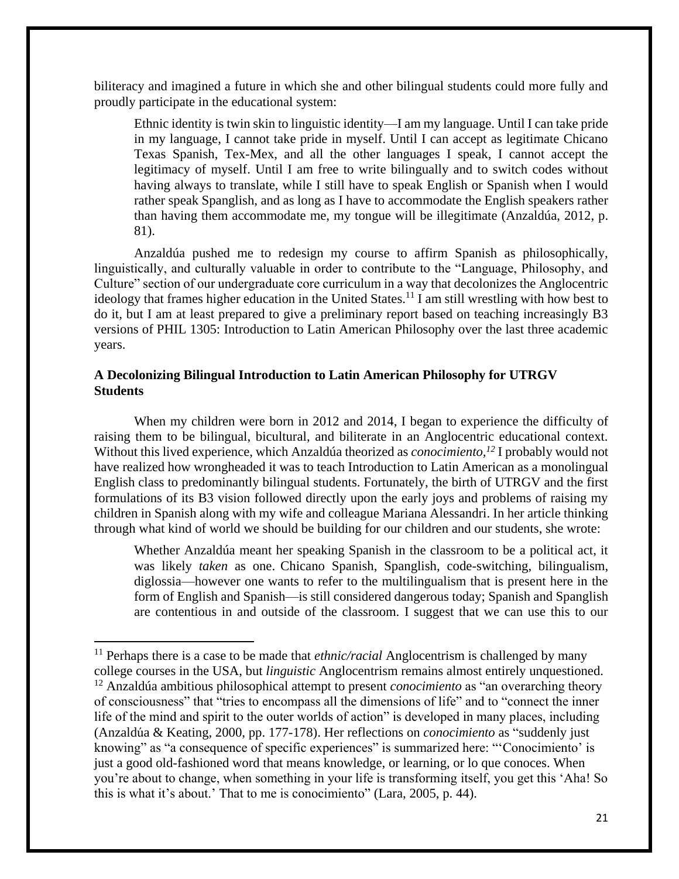biliteracy and imagined a future in which she and other bilingual students could more fully and proudly participate in the educational system:

> Ethnic identity is twin skin to linguistic identity—I am my language. Until I can take pride in my language, I cannot take pride in myself. Until I can accept as legitimate Chicano Texas Spanish, Tex-Mex, and all the other languages I speak, I cannot accept the legitimacy of myself. Until I am free to write bilingually and to switch codes without having always to translate, while I still have to speak English or Spanish when I would rather speak Spanglish, and as long as I have to accommodate the English speakers rather than having them accommodate me, my tongue will be illegitimate (Anzaldúa, 2012, p. 81).

Anzaldúa pushed me to redesign my course to affirm Spanish as philosophically, linguistically, and culturally valuable in order to contribute to the "Language, Philosophy, and Culture" section of our undergraduate core curriculum in a way that decolonizes the Anglocentric ideology that frames higher education in the United States.[11] I am still wrestling with how best to do it, but I am at least prepared to give a preliminary report based on teaching increasingly B3 versions of PHIL 1305: Introduction to Latin American Philosophy over the last three academic years.

## A Decolonizing Bilingual Introduction to Latin American Philosophy for UTRGV Students

When my children were born in 2012 and 2014, I began to experience the difficulty of raising them to be bilingual, bicultural, and biliterate in an Anglocentric educational context. Without this lived experience, which Anzaldúa theorized as *conocimiento*,[12] I probably would not have realized how wrongheaded it was to teach Introduction to Latin American as a monolingual English class to predominantly bilingual students. Fortunately, the birth of UTRGV and the first formulations of its B3 vision followed directly upon the early joys and problems of raising my children in Spanish along with my wife and colleague Mariana Alessandri. In her article thinking through what kind of world we should be building for our children and our students, she wrote:

> Whether Anzaldúa meant her speaking Spanish in the classroom to be a political act, it was likely *taken* as one. Chicano Spanish, Spanglish, code-switching, bilingualism, diglossia—however one wants to refer to the multilingualism that is present here in the form of English and Spanish—is still considered dangerous today; Spanish and Spanglish are contentious in and outside of the classroom. I suggest that we can use this to our

---

[11] Perhaps there is a case to be made that *ethnic/racial* Anglocentrism is challenged by many college courses in the USA, but *linguistic* Anglocentrism remains almost entirely unquestioned.

[12] Anzaldúa ambitious philosophical attempt to present *conocimiento* as "an overarching theory of consciousness" that "tries to encompass all the dimensions of life" and to "connect the inner life of the mind and spirit to the outer worlds of action" is developed in many places, including (Anzaldúa & Keating, 2000, pp. 177-178). Her reflections on *conocimiento* as "suddenly just knowing" as "a consequence of specific experiences" is summarized here: "'Conocimiento' is just a good old-fashioned word that means knowledge, or learning, or lo que conoces. When you're about to change, when something in your life is transforming itself, you get this 'Aha! So this is what it's about.' That to me is conocimiento" (Lara, 2005, p. 44).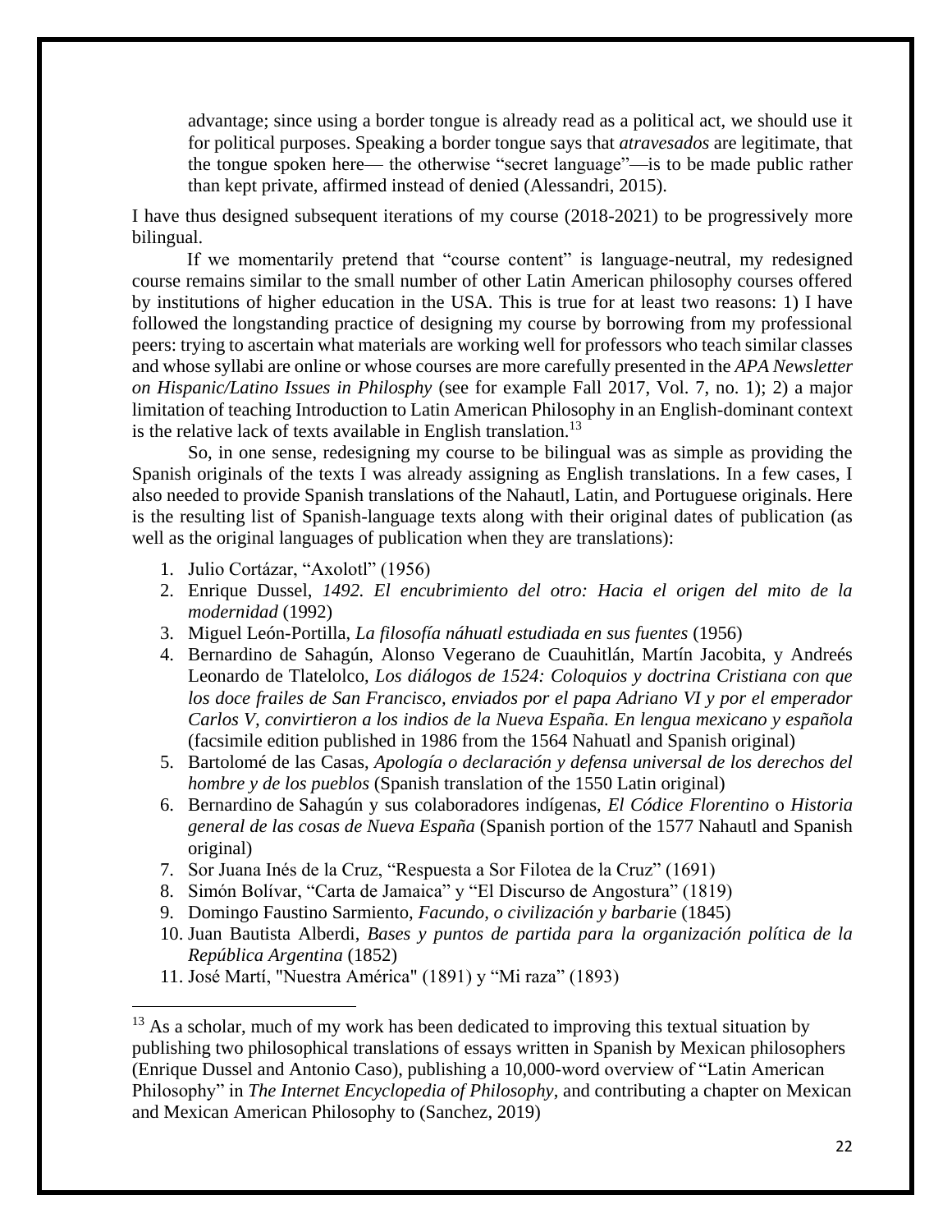> advantage; since using a border tongue is already read as a political act, we should use it for political purposes. Speaking a border tongue says that *atravesados* are legitimate, that the tongue spoken here— the otherwise "secret language"—is to be made public rather than kept private, affirmed instead of denied (Alessandri, 2015).

I have thus designed subsequent iterations of my course (2018-2021) to be progressively more bilingual.

If we momentarily pretend that "course content" is language-neutral, my redesigned course remains similar to the small number of other Latin American philosophy courses offered by institutions of higher education in the USA. This is true for at least two reasons: 1) I have followed the longstanding practice of designing my course by borrowing from my professional peers: trying to ascertain what materials are working well for professors who teach similar classes and whose syllabi are online or whose courses are more carefully presented in the *APA Newsletter on Hispanic/Latino Issues in Philsophy* (see for example Fall 2017, Vol. 7, no. 1); 2) a major limitation of teaching Introduction to Latin American Philosophy in an English-dominant context is the relative lack of texts available in English translation.[13]

So, in one sense, redesigning my course to be bilingual was as simple as providing the Spanish originals of the texts I was already assigning as English translations. In a few cases, I also needed to provide Spanish translations of the Nahautl, Latin, and Portuguese originals. Here is the resulting list of Spanish-language texts along with their original dates of publication (as well as the original languages of publication when they are translations):

1. Julio Cortázar, "Axolotl" (1956)
2. Enrique Dussel, *1492. El encubrimiento del otro: Hacia el origen del mito de la modernidad* (1992)
3. Miguel León-Portilla, *La filosofía náhuatl estudiada en sus fuentes* (1956)
4. Bernardino de Sahagún, Alonso Vegerano de Cuauhitlán, Martín Jacobita, y Andreés Leonardo de Tlatelolco, *Los diálogos de 1524: Coloquios y doctrina Cristiana con que los doce frailes de San Francisco, enviados por el papa Adriano VI y por el emperador Carlos V, convirtieron a los indios de la Nueva España. En lengua mexicano y española* (facsimile edition published in 1986 from the 1564 Nahuatl and Spanish original)
5. Bartolomé de las Casas, *Apología o declaración y defensa universal de los derechos del hombre y de los pueblos* (Spanish translation of the 1550 Latin original)
6. Bernardino de Sahagún y sus colaboradores indígenas, *El Códice Florentino* o *Historia general de las cosas de Nueva España* (Spanish portion of the 1577 Nahautl and Spanish original)
7. Sor Juana Inés de la Cruz, "Respuesta a Sor Filotea de la Cruz" (1691)
8. Simón Bolívar, "Carta de Jamaica" y "El Discurso de Angostura" (1819)
9. Domingo Faustino Sarmiento, *Facundo, o civilización y barbari*e (1845)
10. Juan Bautista Alberdi, *Bases y puntos de partida para la organización política de la República Argentina* (1852)
11. José Martí, "Nuestra América" (1891) y "Mi raza" (1893)

[13] As a scholar, much of my work has been dedicated to improving this textual situation by publishing two philosophical translations of essays written in Spanish by Mexican philosophers (Enrique Dussel and Antonio Caso), publishing a 10,000-word overview of "Latin American Philosophy" in *The Internet Encyclopedia of Philosophy*, and contributing a chapter on Mexican and Mexican American Philosophy to (Sanchez, 2019)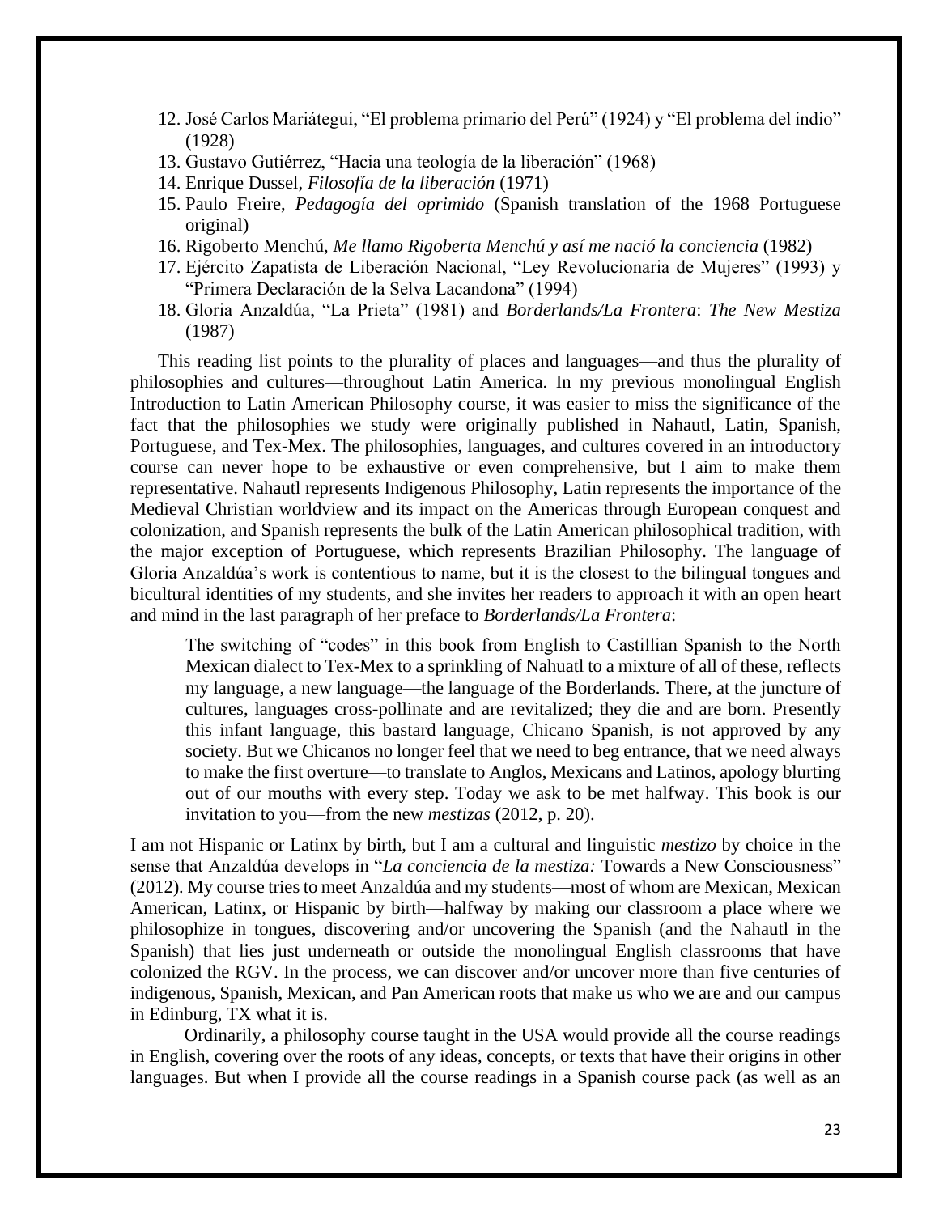12. José Carlos Mariátegui, "El problema primario del Perú" (1924) y "El problema del indio" (1928)
13. Gustavo Gutiérrez, "Hacia una teología de la liberación" (1968)
14. Enrique Dussel, *Filosofía de la liberación* (1971)
15. Paulo Freire, *Pedagogía del oprimido* (Spanish translation of the 1968 Portuguese original)
16. Rigoberto Menchú, *Me llamo Rigoberta Menchú y así me nació la conciencia* (1982)
17. Ejército Zapatista de Liberación Nacional, "Ley Revolucionaria de Mujeres" (1993) y "Primera Declaración de la Selva Lacandona" (1994)
18. Gloria Anzaldúa, "La Prieta" (1981) and *Borderlands/La Frontera*: *The New Mestiza* (1987)

This reading list points to the plurality of places and languages—and thus the plurality of philosophies and cultures—throughout Latin America. In my previous monolingual English Introduction to Latin American Philosophy course, it was easier to miss the significance of the fact that the philosophies we study were originally published in Nahautl, Latin, Spanish, Portuguese, and Tex-Mex. The philosophies, languages, and cultures covered in an introductory course can never hope to be exhaustive or even comprehensive, but I aim to make them representative. Nahautl represents Indigenous Philosophy, Latin represents the importance of the Medieval Christian worldview and its impact on the Americas through European conquest and colonization, and Spanish represents the bulk of the Latin American philosophical tradition, with the major exception of Portuguese, which represents Brazilian Philosophy. The language of Gloria Anzaldúa's work is contentious to name, but it is the closest to the bilingual tongues and bicultural identities of my students, and she invites her readers to approach it with an open heart and mind in the last paragraph of her preface to *Borderlands/La Frontera*:

> The switching of "codes" in this book from English to Castillian Spanish to the North Mexican dialect to Tex-Mex to a sprinkling of Nahuatl to a mixture of all of these, reflects my language, a new language—the language of the Borderlands. There, at the juncture of cultures, languages cross-pollinate and are revitalized; they die and are born. Presently this infant language, this bastard language, Chicano Spanish, is not approved by any society. But we Chicanos no longer feel that we need to beg entrance, that we need always to make the first overture—to translate to Anglos, Mexicans and Latinos, apology blurting out of our mouths with every step. Today we ask to be met halfway. This book is our invitation to you—from the new *mestizas* (2012, p. 20).

I am not Hispanic or Latinx by birth, but I am a cultural and linguistic *mestizo* by choice in the sense that Anzaldúa develops in "*La conciencia de la mestiza:* Towards a New Consciousness" (2012). My course tries to meet Anzaldúa and my students—most of whom are Mexican, Mexican American, Latinx, or Hispanic by birth—halfway by making our classroom a place where we philosophize in tongues, discovering and/or uncovering the Spanish (and the Nahautl in the Spanish) that lies just underneath or outside the monolingual English classrooms that have colonized the RGV. In the process, we can discover and/or uncover more than five centuries of indigenous, Spanish, Mexican, and Pan American roots that make us who we are and our campus in Edinburg, TX what it is.

Ordinarily, a philosophy course taught in the USA would provide all the course readings in English, covering over the roots of any ideas, concepts, or texts that have their origins in other languages. But when I provide all the course readings in a Spanish course pack (as well as an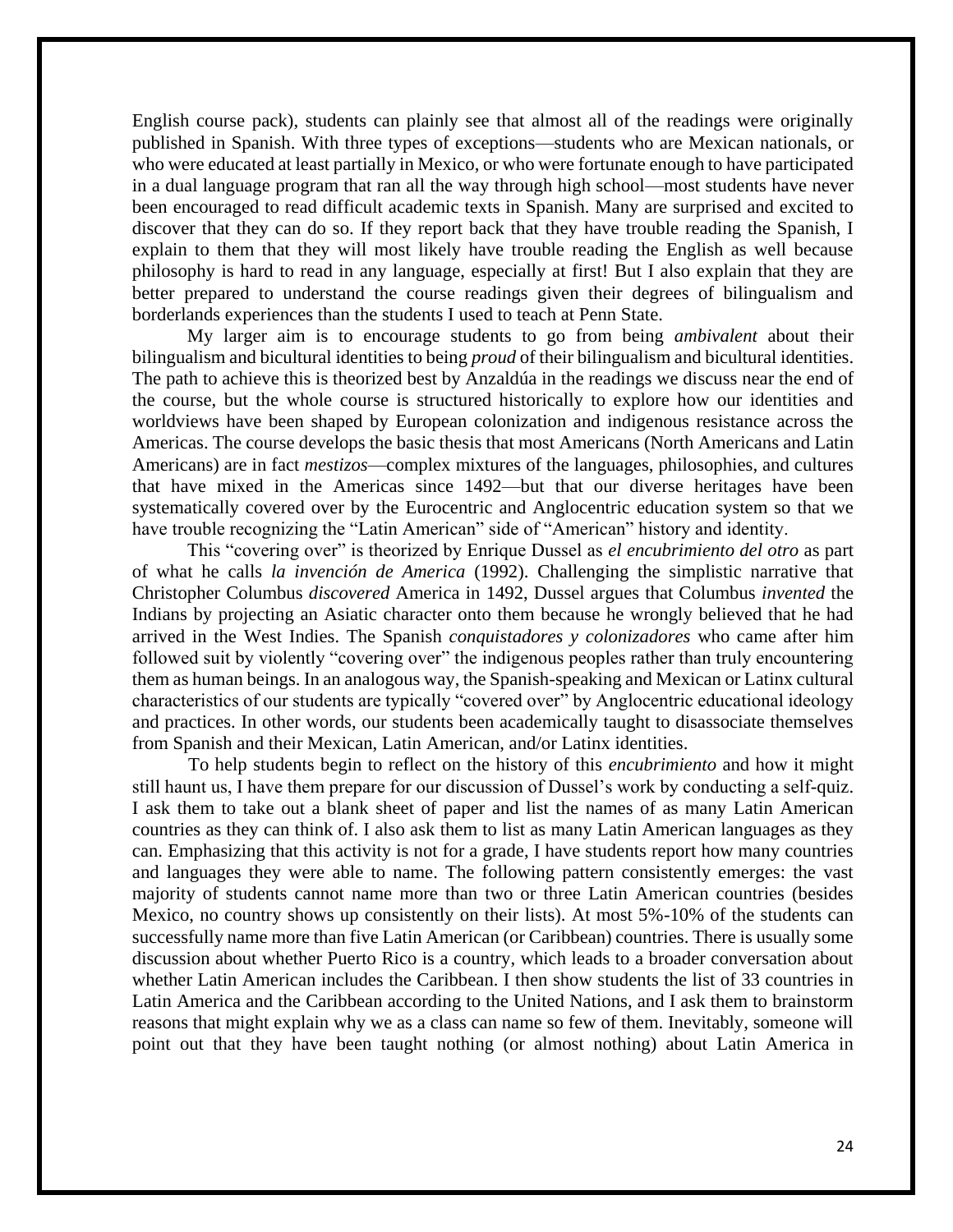English course pack), students can plainly see that almost all of the readings were originally published in Spanish. With three types of exceptions—students who are Mexican nationals, or who were educated at least partially in Mexico, or who were fortunate enough to have participated in a dual language program that ran all the way through high school—most students have never been encouraged to read difficult academic texts in Spanish. Many are surprised and excited to discover that they can do so. If they report back that they have trouble reading the Spanish, I explain to them that they will most likely have trouble reading the English as well because philosophy is hard to read in any language, especially at first! But I also explain that they are better prepared to understand the course readings given their degrees of bilingualism and borderlands experiences than the students I used to teach at Penn State.

My larger aim is to encourage students to go from being *ambivalent* about their bilingualism and bicultural identities to being *proud* of their bilingualism and bicultural identities. The path to achieve this is theorized best by Anzaldúa in the readings we discuss near the end of the course, but the whole course is structured historically to explore how our identities and worldviews have been shaped by European colonization and indigenous resistance across the Americas. The course develops the basic thesis that most Americans (North Americans and Latin Americans) are in fact *mestizos*—complex mixtures of the languages, philosophies, and cultures that have mixed in the Americas since 1492—but that our diverse heritages have been systematically covered over by the Eurocentric and Anglocentric education system so that we have trouble recognizing the "Latin American" side of "American" history and identity.

This "covering over" is theorized by Enrique Dussel as *el encubrimiento del otro* as part of what he calls *la invención de America* (1992). Challenging the simplistic narrative that Christopher Columbus *discovered* America in 1492, Dussel argues that Columbus *invented* the Indians by projecting an Asiatic character onto them because he wrongly believed that he had arrived in the West Indies. The Spanish *conquistadores y colonizadores* who came after him followed suit by violently "covering over" the indigenous peoples rather than truly encountering them as human beings. In an analogous way, the Spanish-speaking and Mexican or Latinx cultural characteristics of our students are typically "covered over" by Anglocentric educational ideology and practices. In other words, our students been academically taught to disassociate themselves from Spanish and their Mexican, Latin American, and/or Latinx identities.

To help students begin to reflect on the history of this *encubrimiento* and how it might still haunt us, I have them prepare for our discussion of Dussel's work by conducting a self-quiz. I ask them to take out a blank sheet of paper and list the names of as many Latin American countries as they can think of. I also ask them to list as many Latin American languages as they can. Emphasizing that this activity is not for a grade, I have students report how many countries and languages they were able to name. The following pattern consistently emerges: the vast majority of students cannot name more than two or three Latin American countries (besides Mexico, no country shows up consistently on their lists). At most 5%-10% of the students can successfully name more than five Latin American (or Caribbean) countries. There is usually some discussion about whether Puerto Rico is a country, which leads to a broader conversation about whether Latin American includes the Caribbean. I then show students the list of 33 countries in Latin America and the Caribbean according to the United Nations, and I ask them to brainstorm reasons that might explain why we as a class can name so few of them. Inevitably, someone will point out that they have been taught nothing (or almost nothing) about Latin America in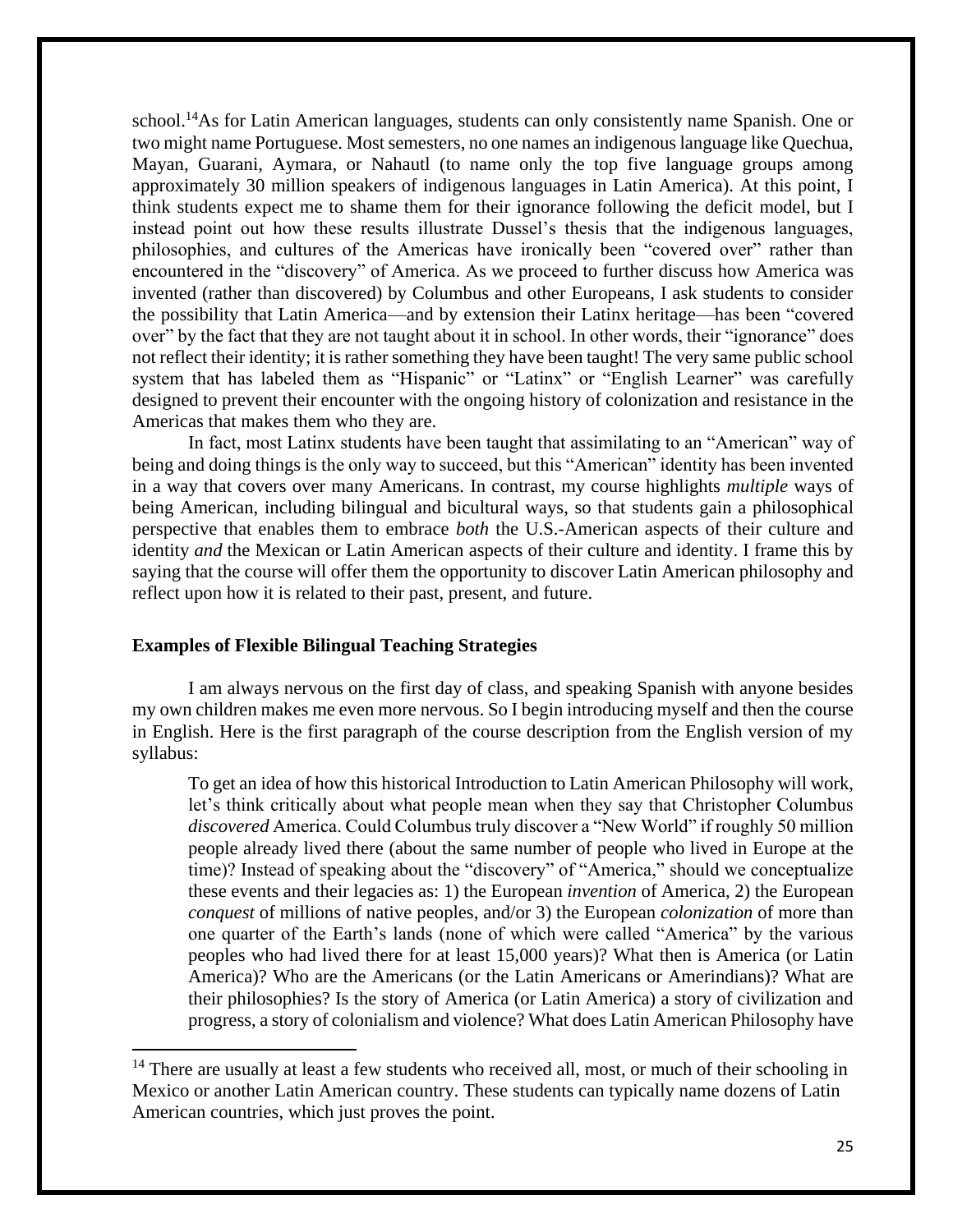school.[14]As for Latin American languages, students can only consistently name Spanish. One or two might name Portuguese. Most semesters, no one names an indigenous language like Quechua, Mayan, Guarani, Aymara, or Nahautl (to name only the top five language groups among approximately 30 million speakers of indigenous languages in Latin America). At this point, I think students expect me to shame them for their ignorance following the deficit model, but I instead point out how these results illustrate Dussel's thesis that the indigenous languages, philosophies, and cultures of the Americas have ironically been "covered over" rather than encountered in the "discovery" of America. As we proceed to further discuss how America was invented (rather than discovered) by Columbus and other Europeans, I ask students to consider the possibility that Latin America—and by extension their Latinx heritage—has been "covered over" by the fact that they are not taught about it in school. In other words, their "ignorance" does not reflect their identity; it is rather something they have been taught! The very same public school system that has labeled them as "Hispanic" or "Latinx" or "English Learner" was carefully designed to prevent their encounter with the ongoing history of colonization and resistance in the Americas that makes them who they are.

In fact, most Latinx students have been taught that assimilating to an "American" way of being and doing things is the only way to succeed, but this "American" identity has been invented in a way that covers over many Americans. In contrast, my course highlights *multiple* ways of being American, including bilingual and bicultural ways, so that students gain a philosophical perspective that enables them to embrace *both* the U.S.-American aspects of their culture and identity *and* the Mexican or Latin American aspects of their culture and identity. I frame this by saying that the course will offer them the opportunity to discover Latin American philosophy and reflect upon how it is related to their past, present, and future.

### Examples of Flexible Bilingual Teaching Strategies

I am always nervous on the first day of class, and speaking Spanish with anyone besides my own children makes me even more nervous. So I begin introducing myself and then the course in English. Here is the first paragraph of the course description from the English version of my syllabus:

> To get an idea of how this historical Introduction to Latin American Philosophy will work, let's think critically about what people mean when they say that Christopher Columbus *discovered* America. Could Columbus truly discover a "New World" if roughly 50 million people already lived there (about the same number of people who lived in Europe at the time)? Instead of speaking about the "discovery" of "America," should we conceptualize these events and their legacies as: 1) the European *invention* of America, 2) the European *conquest* of millions of native peoples, and/or 3) the European *colonization* of more than one quarter of the Earth's lands (none of which were called "America" by the various peoples who had lived there for at least 15,000 years)? What then is America (or Latin America)? Who are the Americans (or the Latin Americans or Amerindians)? What are their philosophies? Is the story of America (or Latin America) a story of civilization and progress, a story of colonialism and violence? What does Latin American Philosophy have

[14] There are usually at least a few students who received all, most, or much of their schooling in Mexico or another Latin American country. These students can typically name dozens of Latin American countries, which just proves the point.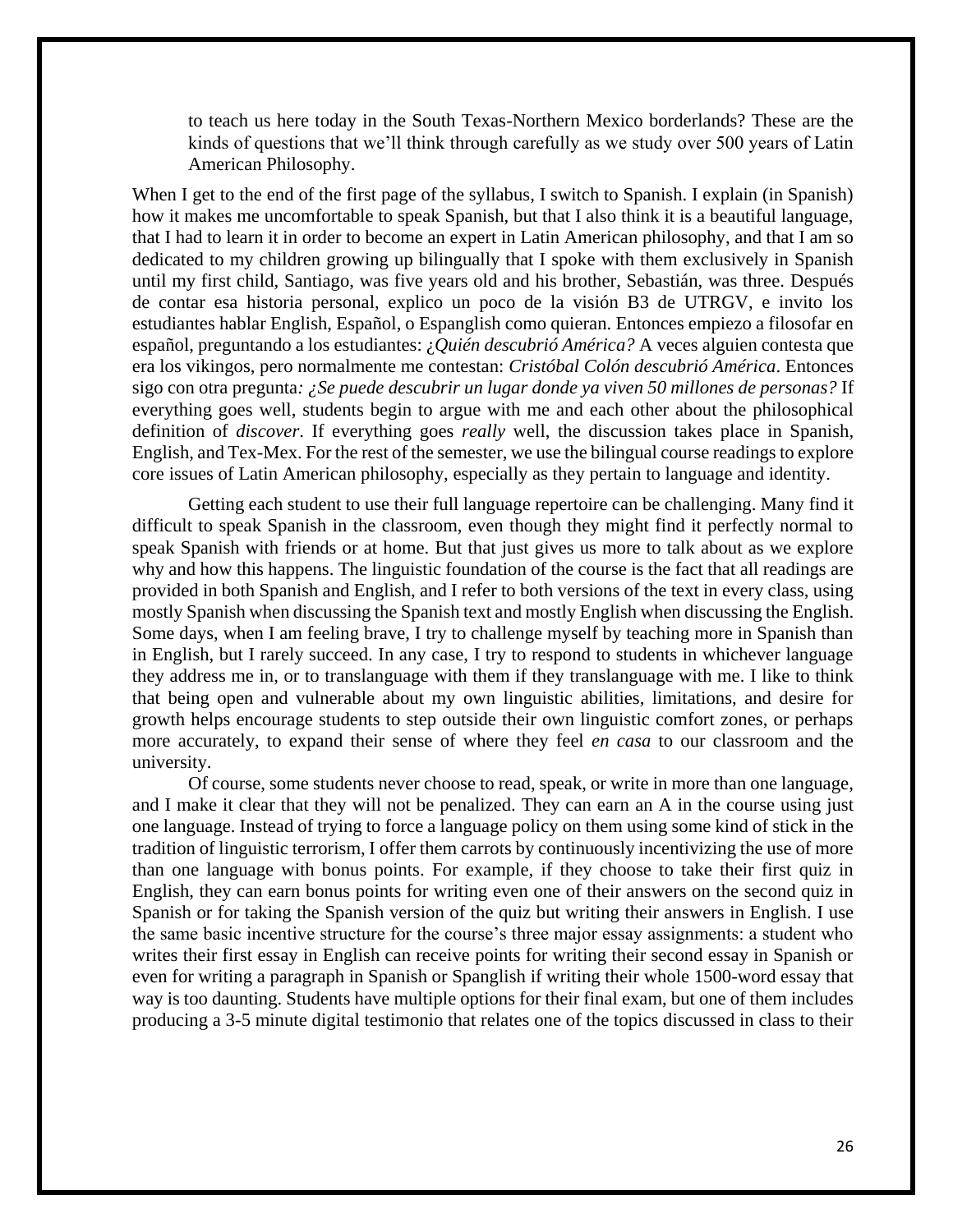to teach us here today in the South Texas-Northern Mexico borderlands? These are the kinds of questions that we'll think through carefully as we study over 500 years of Latin American Philosophy.

When I get to the end of the first page of the syllabus, I switch to Spanish. I explain (in Spanish) how it makes me uncomfortable to speak Spanish, but that I also think it is a beautiful language, that I had to learn it in order to become an expert in Latin American philosophy, and that I am so dedicated to my children growing up bilingually that I spoke with them exclusively in Spanish until my first child, Santiago, was five years old and his brother, Sebastián, was three. Después de contar esa historia personal, explico un poco de la visión B3 de UTRGV, e invito los estudiantes hablar English, Español, o Espanglish como quieran. Entonces empiezo a filosofar en español, preguntando a los estudiantes: *¿Quién descubrió América?* A veces alguien contesta que era los vikingos, pero normalmente me contestan: *Cristóbal Colón descubrió América*. Entonces sigo con otra pregunta*: ¿Se puede descubrir un lugar donde ya viven 50 millones de personas?* If everything goes well, students begin to argue with me and each other about the philosophical definition of *discover*. If everything goes *really* well, the discussion takes place in Spanish, English, and Tex-Mex. For the rest of the semester, we use the bilingual course readings to explore core issues of Latin American philosophy, especially as they pertain to language and identity.

Getting each student to use their full language repertoire can be challenging. Many find it difficult to speak Spanish in the classroom, even though they might find it perfectly normal to speak Spanish with friends or at home. But that just gives us more to talk about as we explore why and how this happens. The linguistic foundation of the course is the fact that all readings are provided in both Spanish and English, and I refer to both versions of the text in every class, using mostly Spanish when discussing the Spanish text and mostly English when discussing the English. Some days, when I am feeling brave, I try to challenge myself by teaching more in Spanish than in English, but I rarely succeed. In any case, I try to respond to students in whichever language they address me in, or to translanguage with them if they translanguage with me. I like to think that being open and vulnerable about my own linguistic abilities, limitations, and desire for growth helps encourage students to step outside their own linguistic comfort zones, or perhaps more accurately, to expand their sense of where they feel *en casa* to our classroom and the university.

Of course, some students never choose to read, speak, or write in more than one language, and I make it clear that they will not be penalized. They can earn an A in the course using just one language. Instead of trying to force a language policy on them using some kind of stick in the tradition of linguistic terrorism, I offer them carrots by continuously incentivizing the use of more than one language with bonus points. For example, if they choose to take their first quiz in English, they can earn bonus points for writing even one of their answers on the second quiz in Spanish or for taking the Spanish version of the quiz but writing their answers in English. I use the same basic incentive structure for the course's three major essay assignments: a student who writes their first essay in English can receive points for writing their second essay in Spanish or even for writing a paragraph in Spanish or Spanglish if writing their whole 1500-word essay that way is too daunting. Students have multiple options for their final exam, but one of them includes producing a 3-5 minute digital testimonio that relates one of the topics discussed in class to their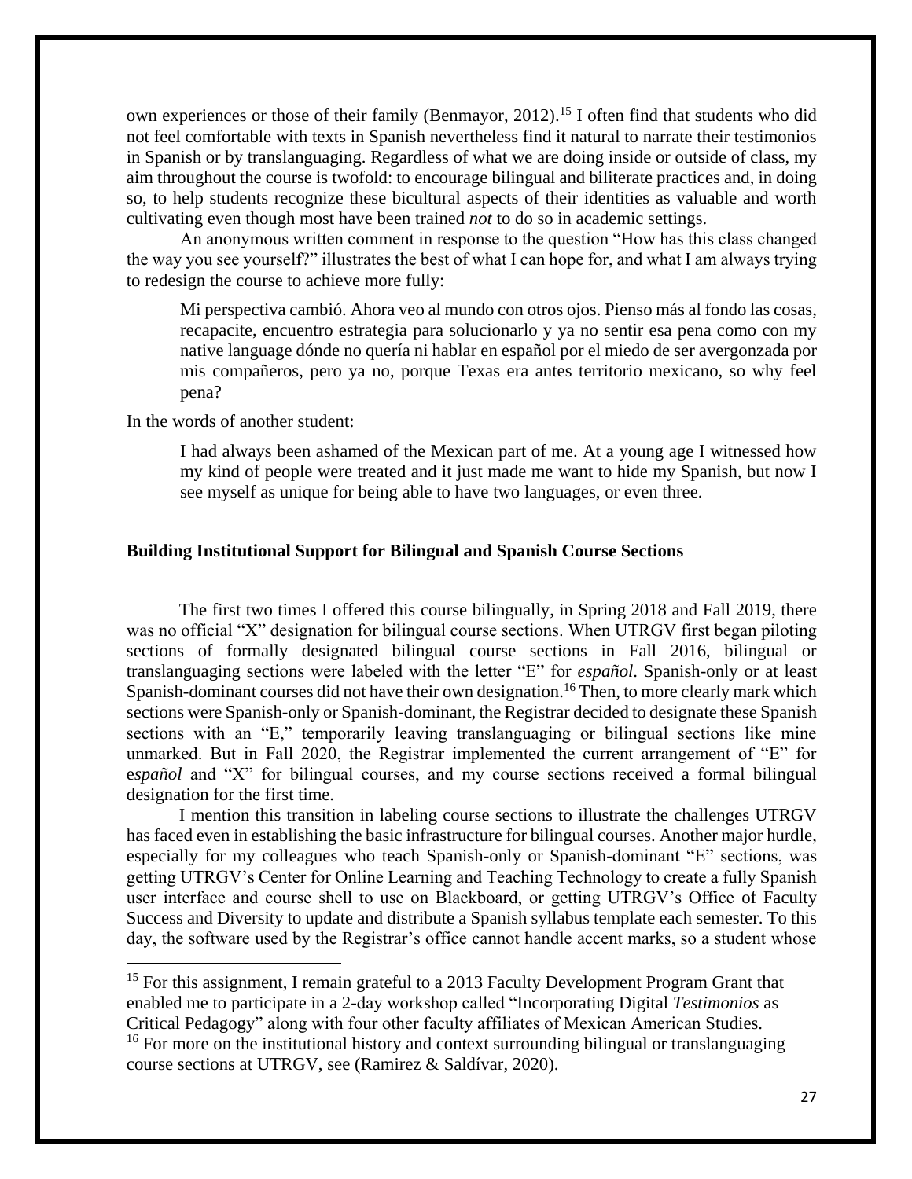own experiences or those of their family (Benmayor, 2012).[15] I often find that students who did not feel comfortable with texts in Spanish nevertheless find it natural to narrate their testimonios in Spanish or by translanguaging. Regardless of what we are doing inside or outside of class, my aim throughout the course is twofold: to encourage bilingual and biliterate practices and, in doing so, to help students recognize these bicultural aspects of their identities as valuable and worth cultivating even though most have been trained *not* to do so in academic settings.

An anonymous written comment in response to the question "How has this class changed the way you see yourself?" illustrates the best of what I can hope for, and what I am always trying to redesign the course to achieve more fully:

> Mi perspectiva cambió. Ahora veo al mundo con otros ojos. Pienso más al fondo las cosas, recapacite, encuentro estrategia para solucionarlo y ya no sentir esa pena como con my native language dónde no quería ni hablar en español por el miedo de ser avergonzada por mis compañeros, pero ya no, porque Texas era antes territorio mexicano, so why feel pena?

In the words of another student:

> I had always been ashamed of the Mexican part of me. At a young age I witnessed how my kind of people were treated and it just made me want to hide my Spanish, but now I see myself as unique for being able to have two languages, or even three.

### Building Institutional Support for Bilingual and Spanish Course Sections

The first two times I offered this course bilingually, in Spring 2018 and Fall 2019, there was no official "X" designation for bilingual course sections. When UTRGV first began piloting sections of formally designated bilingual course sections in Fall 2016, bilingual or translanguaging sections were labeled with the letter "E" for *español*. Spanish-only or at least Spanish-dominant courses did not have their own designation.[16] Then, to more clearly mark which sections were Spanish-only or Spanish-dominant, the Registrar decided to designate these Spanish sections with an "E," temporarily leaving translanguaging or bilingual sections like mine unmarked. But in Fall 2020, the Registrar implemented the current arrangement of "E" for e*spañol* and "X" for bilingual courses, and my course sections received a formal bilingual designation for the first time.

I mention this transition in labeling course sections to illustrate the challenges UTRGV has faced even in establishing the basic infrastructure for bilingual courses. Another major hurdle, especially for my colleagues who teach Spanish-only or Spanish-dominant "E" sections, was getting UTRGV's Center for Online Learning and Teaching Technology to create a fully Spanish user interface and course shell to use on Blackboard, or getting UTRGV's Office of Faculty Success and Diversity to update and distribute a Spanish syllabus template each semester. To this day, the software used by the Registrar's office cannot handle accent marks, so a student whose

---

[15] For this assignment, I remain grateful to a 2013 Faculty Development Program Grant that enabled me to participate in a 2-day workshop called "Incorporating Digital *Testimonios* as Critical Pedagogy" along with four other faculty affiliates of Mexican American Studies.

[16] For more on the institutional history and context surrounding bilingual or translanguaging course sections at UTRGV, see (Ramirez & Saldívar, 2020).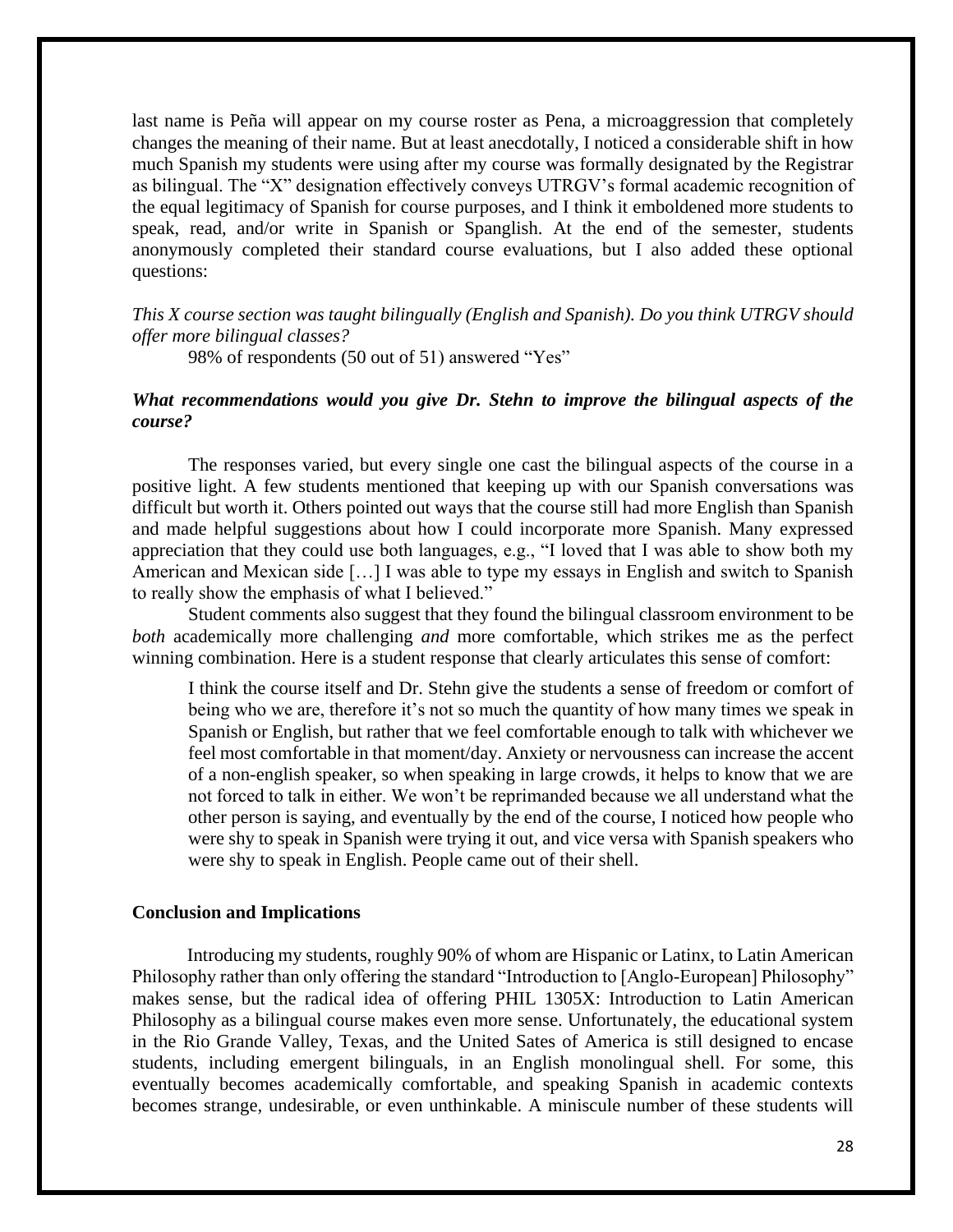last name is Peña will appear on my course roster as Pena, a microaggression that completely changes the meaning of their name. But at least anecdotally, I noticed a considerable shift in how much Spanish my students were using after my course was formally designated by the Registrar as bilingual. The "X" designation effectively conveys UTRGV's formal academic recognition of the equal legitimacy of Spanish for course purposes, and I think it emboldened more students to speak, read, and/or write in Spanish or Spanglish. At the end of the semester, students anonymously completed their standard course evaluations, but I also added these optional questions:

*This X course section was taught bilingually (English and Spanish). Do you think UTRGV should offer more bilingual classes?*

98% of respondents (50 out of 51) answered "Yes"

***What recommendations would you give Dr. Stehn to improve the bilingual aspects of the course?***

The responses varied, but every single one cast the bilingual aspects of the course in a positive light. A few students mentioned that keeping up with our Spanish conversations was difficult but worth it. Others pointed out ways that the course still had more English than Spanish and made helpful suggestions about how I could incorporate more Spanish. Many expressed appreciation that they could use both languages, e.g., "I loved that I was able to show both my American and Mexican side […] I was able to type my essays in English and switch to Spanish to really show the emphasis of what I believed."

Student comments also suggest that they found the bilingual classroom environment to be *both* academically more challenging *and* more comfortable, which strikes me as the perfect winning combination. Here is a student response that clearly articulates this sense of comfort:

> I think the course itself and Dr. Stehn give the students a sense of freedom or comfort of being who we are, therefore it's not so much the quantity of how many times we speak in Spanish or English, but rather that we feel comfortable enough to talk with whichever we feel most comfortable in that moment/day. Anxiety or nervousness can increase the accent of a non-english speaker, so when speaking in large crowds, it helps to know that we are not forced to talk in either. We won't be reprimanded because we all understand what the other person is saying, and eventually by the end of the course, I noticed how people who were shy to speak in Spanish were trying it out, and vice versa with Spanish speakers who were shy to speak in English. People came out of their shell.

**Conclusion and Implications**

Introducing my students, roughly 90% of whom are Hispanic or Latinx, to Latin American Philosophy rather than only offering the standard "Introduction to [Anglo-European] Philosophy" makes sense, but the radical idea of offering PHIL 1305X: Introduction to Latin American Philosophy as a bilingual course makes even more sense. Unfortunately, the educational system in the Rio Grande Valley, Texas, and the United Sates of America is still designed to encase students, including emergent bilinguals, in an English monolingual shell. For some, this eventually becomes academically comfortable, and speaking Spanish in academic contexts becomes strange, undesirable, or even unthinkable. A miniscule number of these students will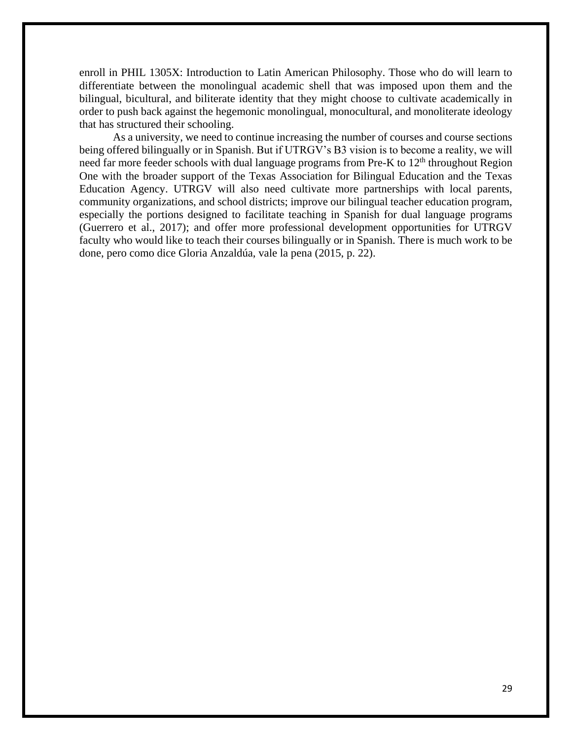enroll in PHIL 1305X: Introduction to Latin American Philosophy. Those who do will learn to differentiate between the monolingual academic shell that was imposed upon them and the bilingual, bicultural, and biliterate identity that they might choose to cultivate academically in order to push back against the hegemonic monolingual, monocultural, and monoliterate ideology that has structured their schooling.

As a university, we need to continue increasing the number of courses and course sections being offered bilingually or in Spanish. But if UTRGV's B3 vision is to become a reality, we will need far more feeder schools with dual language programs from Pre-K to 12th throughout Region One with the broader support of the Texas Association for Bilingual Education and the Texas Education Agency. UTRGV will also need cultivate more partnerships with local parents, community organizations, and school districts; improve our bilingual teacher education program, especially the portions designed to facilitate teaching in Spanish for dual language programs (Guerrero et al., 2017); and offer more professional development opportunities for UTRGV faculty who would like to teach their courses bilingually or in Spanish. There is much work to be done, pero como dice Gloria Anzaldúa, vale la pena (2015, p. 22).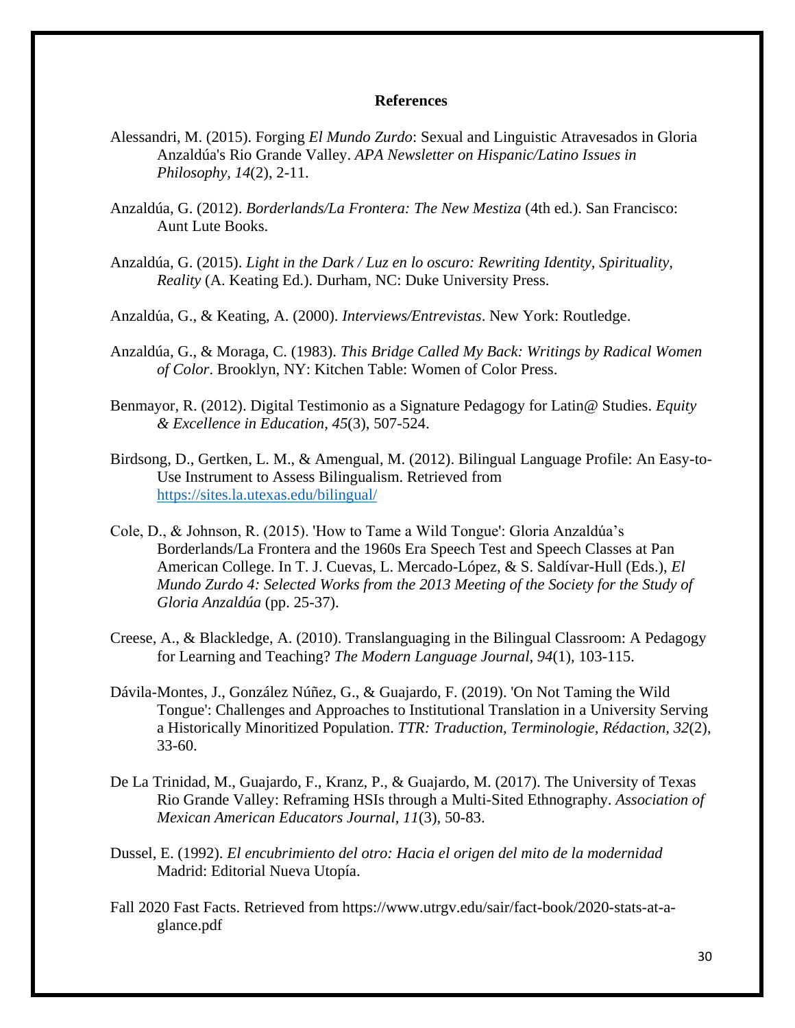## References

Alessandri, M. (2015). Forging *El Mundo Zurdo*: Sexual and Linguistic Atravesados in Gloria Anzaldúa's Rio Grande Valley. *APA Newsletter on Hispanic/Latino Issues in Philosophy, 14*(2), 2-11.

Anzaldúa, G. (2012). *Borderlands/La Frontera: The New Mestiza* (4th ed.). San Francisco: Aunt Lute Books.

Anzaldúa, G. (2015). *Light in the Dark / Luz en lo oscuro: Rewriting Identity, Spirituality, Reality* (A. Keating Ed.). Durham, NC: Duke University Press.

Anzaldúa, G., & Keating, A. (2000). *Interviews/Entrevistas*. New York: Routledge.

Anzaldúa, G., & Moraga, C. (1983). *This Bridge Called My Back: Writings by Radical Women of Color*. Brooklyn, NY: Kitchen Table: Women of Color Press.

Benmayor, R. (2012). Digital Testimonio as a Signature Pedagogy for Latin@ Studies. *Equity & Excellence in Education, 45*(3), 507-524.

Birdsong, D., Gertken, L. M., & Amengual, M. (2012). Bilingual Language Profile: An Easy-to-Use Instrument to Assess Bilingualism. Retrieved from https://sites.la.utexas.edu/bilingual/

Cole, D., & Johnson, R. (2015). 'How to Tame a Wild Tongue': Gloria Anzaldúa's Borderlands/La Frontera and the 1960s Era Speech Test and Speech Classes at Pan American College. In T. J. Cuevas, L. Mercado-López, & S. Saldívar-Hull (Eds.), *El Mundo Zurdo 4: Selected Works from the 2013 Meeting of the Society for the Study of Gloria Anzaldúa* (pp. 25-37).

Creese, A., & Blackledge, A. (2010). Translanguaging in the Bilingual Classroom: A Pedagogy for Learning and Teaching? *The Modern Language Journal, 94*(1), 103-115.

Dávila-Montes, J., González Núñez, G., & Guajardo, F. (2019). 'On Not Taming the Wild Tongue': Challenges and Approaches to Institutional Translation in a University Serving a Historically Minoritized Population. *TTR: Traduction, Terminologie, Rédaction, 32*(2), 33-60.

De La Trinidad, M., Guajardo, F., Kranz, P., & Guajardo, M. (2017). The University of Texas Rio Grande Valley: Reframing HSIs through a Multi-Sited Ethnography. *Association of Mexican American Educators Journal, 11*(3), 50-83.

Dussel, E. (1992). *El encubrimiento del otro: Hacia el origen del mito de la modernidad* Madrid: Editorial Nueva Utopía.

Fall 2020 Fast Facts. Retrieved from https://www.utrgv.edu/sair/fact-book/2020-stats-at-a-glance.pdf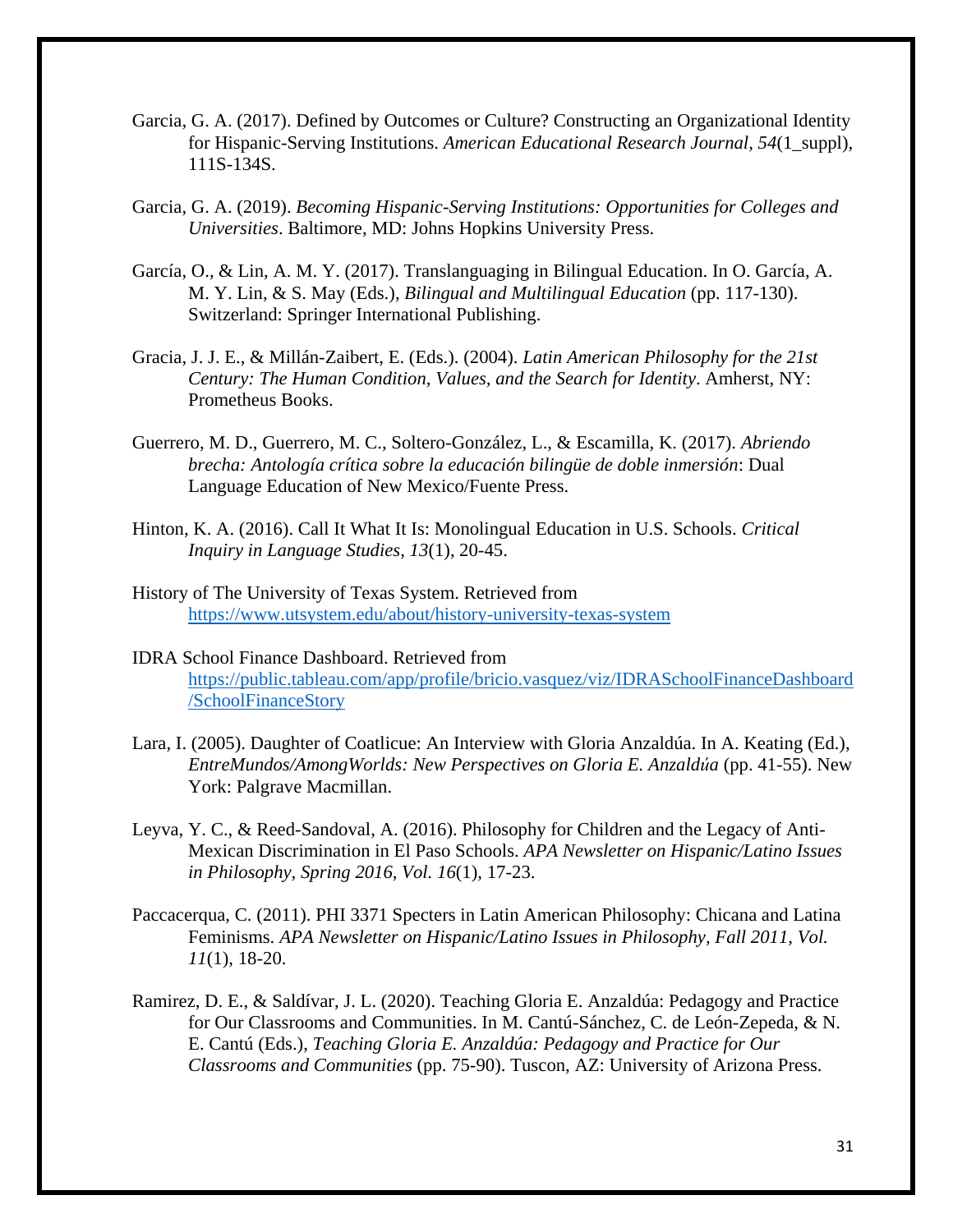Garcia, G. A. (2017). Defined by Outcomes or Culture? Constructing an Organizational Identity for Hispanic-Serving Institutions. *American Educational Research Journal, 54*(1_suppl), 111S-134S.

Garcia, G. A. (2019). *Becoming Hispanic-Serving Institutions: Opportunities for Colleges and Universities*. Baltimore, MD: Johns Hopkins University Press.

García, O., & Lin, A. M. Y. (2017). Translanguaging in Bilingual Education. In O. García, A. M. Y. Lin, & S. May (Eds.), *Bilingual and Multilingual Education* (pp. 117-130). Switzerland: Springer International Publishing.

Gracia, J. J. E., & Millán-Zaibert, E. (Eds.). (2004). *Latin American Philosophy for the 21st Century: The Human Condition, Values, and the Search for Identity*. Amherst, NY: Prometheus Books.

Guerrero, M. D., Guerrero, M. C., Soltero-González, L., & Escamilla, K. (2017). *Abriendo brecha: Antología crítica sobre la educación bilingüe de doble inmersión*: Dual Language Education of New Mexico/Fuente Press.

Hinton, K. A. (2016). Call It What It Is: Monolingual Education in U.S. Schools. *Critical Inquiry in Language Studies, 13*(1), 20-45.

History of The University of Texas System. Retrieved from https://www.utsystem.edu/about/history-university-texas-system

IDRA School Finance Dashboard. Retrieved from https://public.tableau.com/app/profile/bricio.vasquez/viz/IDRASchoolFinanceDashboard/SchoolFinanceStory

Lara, I. (2005). Daughter of Coatlicue: An Interview with Gloria Anzaldúa. In A. Keating (Ed.), *EntreMundos/AmongWorlds: New Perspectives on Gloria E. Anzaldúa* (pp. 41-55). New York: Palgrave Macmillan.

Leyva, Y. C., & Reed-Sandoval, A. (2016). Philosophy for Children and the Legacy of Anti-Mexican Discrimination in El Paso Schools. *APA Newsletter on Hispanic/Latino Issues in Philosophy, Spring 2016, Vol. 16*(1), 17-23.

Paccacerqua, C. (2011). PHI 3371 Specters in Latin American Philosophy: Chicana and Latina Feminisms. *APA Newsletter on Hispanic/Latino Issues in Philosophy, Fall 2011, Vol. 11*(1), 18-20.

Ramirez, D. E., & Saldívar, J. L. (2020). Teaching Gloria E. Anzaldúa: Pedagogy and Practice for Our Classrooms and Communities. In M. Cantú-Sánchez, C. de León-Zepeda, & N. E. Cantú (Eds.), *Teaching Gloria E. Anzaldúa: Pedagogy and Practice for Our Classrooms and Communities* (pp. 75-90). Tuscon, AZ: University of Arizona Press.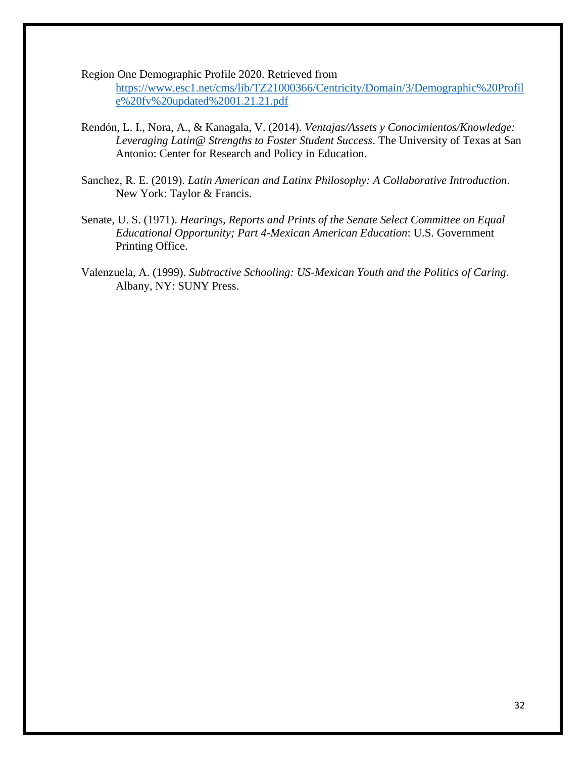Region One Demographic Profile 2020. Retrieved from https://www.esc1.net/cms/lib/TZ21000366/Centricity/Domain/3/Demographic%20Profile%20fv%20updated%2001.21.21.pdf

Rendón, L. I., Nora, A., & Kanagala, V. (2014). *Ventajas/Assets y Conocimientos/Knowledge: Leveraging Latin@ Strengths to Foster Student Success*. The University of Texas at San Antonio: Center for Research and Policy in Education.

Sanchez, R. E. (2019). *Latin American and Latinx Philosophy: A Collaborative Introduction*. New York: Taylor & Francis.

Senate, U. S. (1971). *Hearings, Reports and Prints of the Senate Select Committee on Equal Educational Opportunity; Part 4-Mexican American Education*: U.S. Government Printing Office.

Valenzuela, A. (1999). *Subtractive Schooling: US-Mexican Youth and the Politics of Caring*. Albany, NY: SUNY Press.